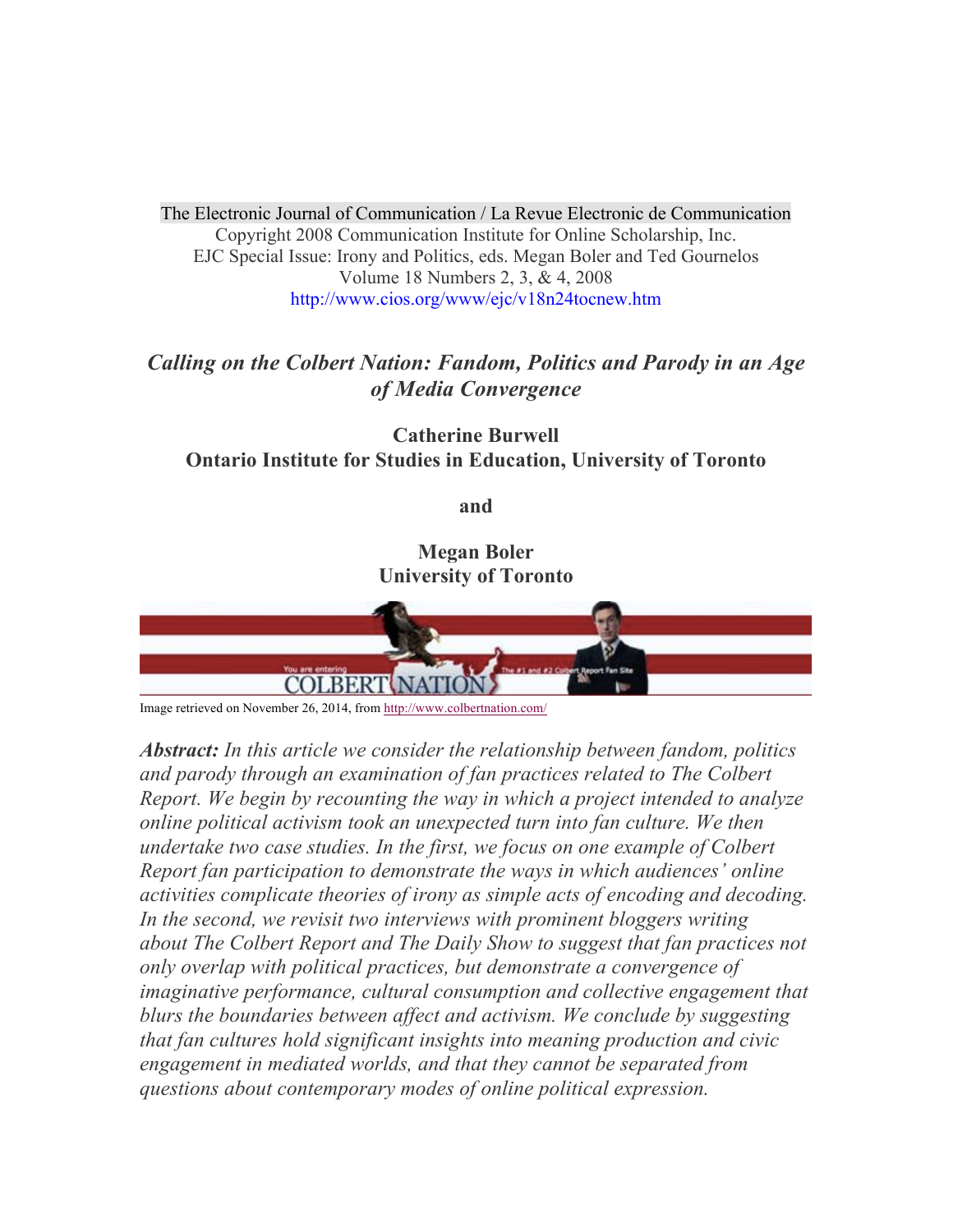The Electronic Journal of Communication / La Revue Electronic de Communication
Copyright 2008 Communication Institute for Online Scholarship, Inc.
EJC Special Issue: Irony and Politics, eds. Megan Boler and Ted Gournelos
Volume 18 Numbers 2, 3, & 4, 2008
http://www.cios.org/www/ejc/v18n24tocnew.htm

# *Calling on the Colbert Nation: Fandom, Politics and Parody in an Age of Media Convergence*

**Catherine Burwell**
**Ontario Institute for Studies in Education, University of Toronto**

**and**

**Megan Boler**
**University of Toronto**

Image retrieved on November 26, 2014, from http://www.colbertnation.com/

***Abstract:*** *In this article we consider the relationship between fandom, politics and parody through an examination of fan practices related to The Colbert Report. We begin by recounting the way in which a project intended to analyze online political activism took an unexpected turn into fan culture. We then undertake two case studies. In the first, we focus on one example of Colbert Report fan participation to demonstrate the ways in which audiences' online activities complicate theories of irony as simple acts of encoding and decoding. In the second, we revisit two interviews with prominent bloggers writing about The Colbert Report and The Daily Show to suggest that fan practices not only overlap with political practices, but demonstrate a convergence of imaginative performance, cultural consumption and collective engagement that blurs the boundaries between affect and activism. We conclude by suggesting that fan cultures hold significant insights into meaning production and civic engagement in mediated worlds, and that they cannot be separated from questions about contemporary modes of online political expression.*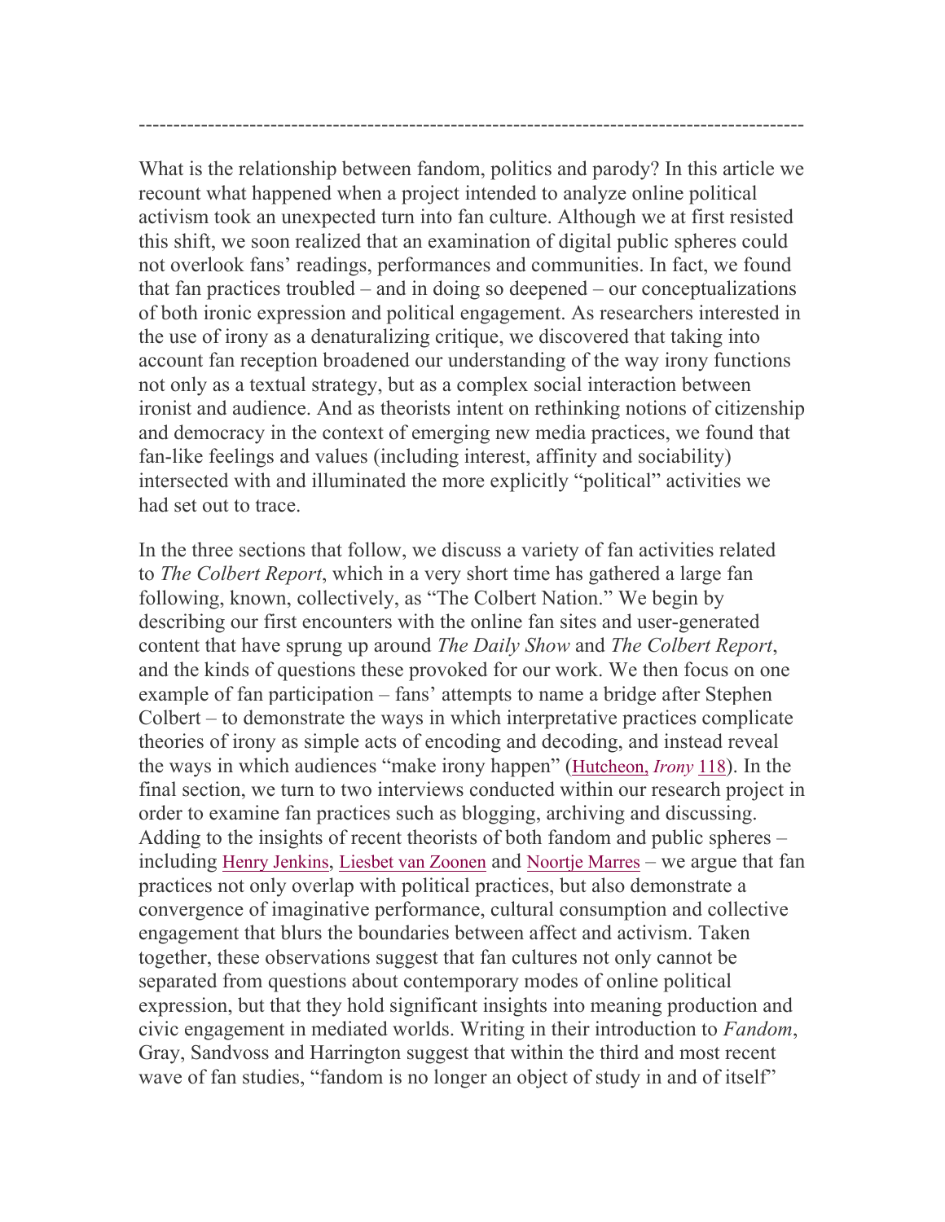---

What is the relationship between fandom, politics and parody? In this article we recount what happened when a project intended to analyze online political activism took an unexpected turn into fan culture. Although we at first resisted this shift, we soon realized that an examination of digital public spheres could not overlook fans' readings, performances and communities. In fact, we found that fan practices troubled – and in doing so deepened – our conceptualizations of both ironic expression and political engagement. As researchers interested in the use of irony as a denaturalizing critique, we discovered that taking into account fan reception broadened our understanding of the way irony functions not only as a textual strategy, but as a complex social interaction between ironist and audience. And as theorists intent on rethinking notions of citizenship and democracy in the context of emerging new media practices, we found that fan-like feelings and values (including interest, affinity and sociability) intersected with and illuminated the more explicitly "political" activities we had set out to trace.

In the three sections that follow, we discuss a variety of fan activities related to *The Colbert Report*, which in a very short time has gathered a large fan following, known, collectively, as "The Colbert Nation." We begin by describing our first encounters with the online fan sites and user-generated content that have sprung up around *The Daily Show* and *The Colbert Report*, and the kinds of questions these provoked for our work. We then focus on one example of fan participation – fans' attempts to name a bridge after Stephen Colbert – to demonstrate the ways in which interpretative practices complicate theories of irony as simple acts of encoding and decoding, and instead reveal the ways in which audiences "make irony happen" (Hutcheon, *Irony* 118). In the final section, we turn to two interviews conducted within our research project in order to examine fan practices such as blogging, archiving and discussing. Adding to the insights of recent theorists of both fandom and public spheres – including Henry Jenkins, Liesbet van Zoonen and Noortje Marres – we argue that fan practices not only overlap with political practices, but also demonstrate a convergence of imaginative performance, cultural consumption and collective engagement that blurs the boundaries between affect and activism. Taken together, these observations suggest that fan cultures not only cannot be separated from questions about contemporary modes of online political expression, but that they hold significant insights into meaning production and civic engagement in mediated worlds. Writing in their introduction to *Fandom*, Gray, Sandvoss and Harrington suggest that within the third and most recent wave of fan studies, "fandom is no longer an object of study in and of itself"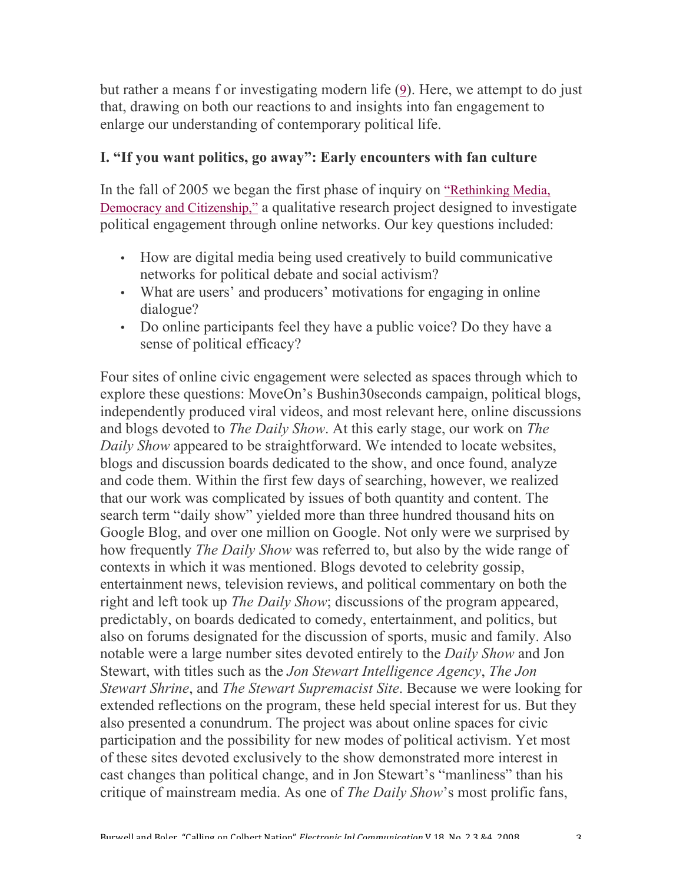but rather a means f or investigating modern life (9). Here, we attempt to do just that, drawing on both our reactions to and insights into fan engagement to enlarge our understanding of contemporary political life.

### I. "If you want politics, go away": Early encounters with fan culture

In the fall of 2005 we began the first phase of inquiry on "Rethinking Media, Democracy and Citizenship," a qualitative research project designed to investigate political engagement through online networks. Our key questions included:

- How are digital media being used creatively to build communicative networks for political debate and social activism?
- What are users' and producers' motivations for engaging in online dialogue?
- Do online participants feel they have a public voice? Do they have a sense of political efficacy?

Four sites of online civic engagement were selected as spaces through which to explore these questions: MoveOn's Bushin30seconds campaign, political blogs, independently produced viral videos, and most relevant here, online discussions and blogs devoted to *The Daily Show*. At this early stage, our work on *The Daily Show* appeared to be straightforward. We intended to locate websites, blogs and discussion boards dedicated to the show, and once found, analyze and code them. Within the first few days of searching, however, we realized that our work was complicated by issues of both quantity and content. The search term "daily show" yielded more than three hundred thousand hits on Google Blog, and over one million on Google. Not only were we surprised by how frequently *The Daily Show* was referred to, but also by the wide range of contexts in which it was mentioned. Blogs devoted to celebrity gossip, entertainment news, television reviews, and political commentary on both the right and left took up *The Daily Show*; discussions of the program appeared, predictably, on boards dedicated to comedy, entertainment, and politics, but also on forums designated for the discussion of sports, music and family. Also notable were a large number sites devoted entirely to the *Daily Show* and Jon Stewart, with titles such as the *Jon Stewart Intelligence Agency*, *The Jon Stewart Shrine*, and *The Stewart Supremacist Site*. Because we were looking for extended reflections on the program, these held special interest for us. But they also presented a conundrum. The project was about online spaces for civic participation and the possibility for new modes of political activism. Yet most of these sites devoted exclusively to the show demonstrated more interest in cast changes than political change, and in Jon Stewart's "manliness" than his critique of mainstream media. As one of *The Daily Show*'s most prolific fans,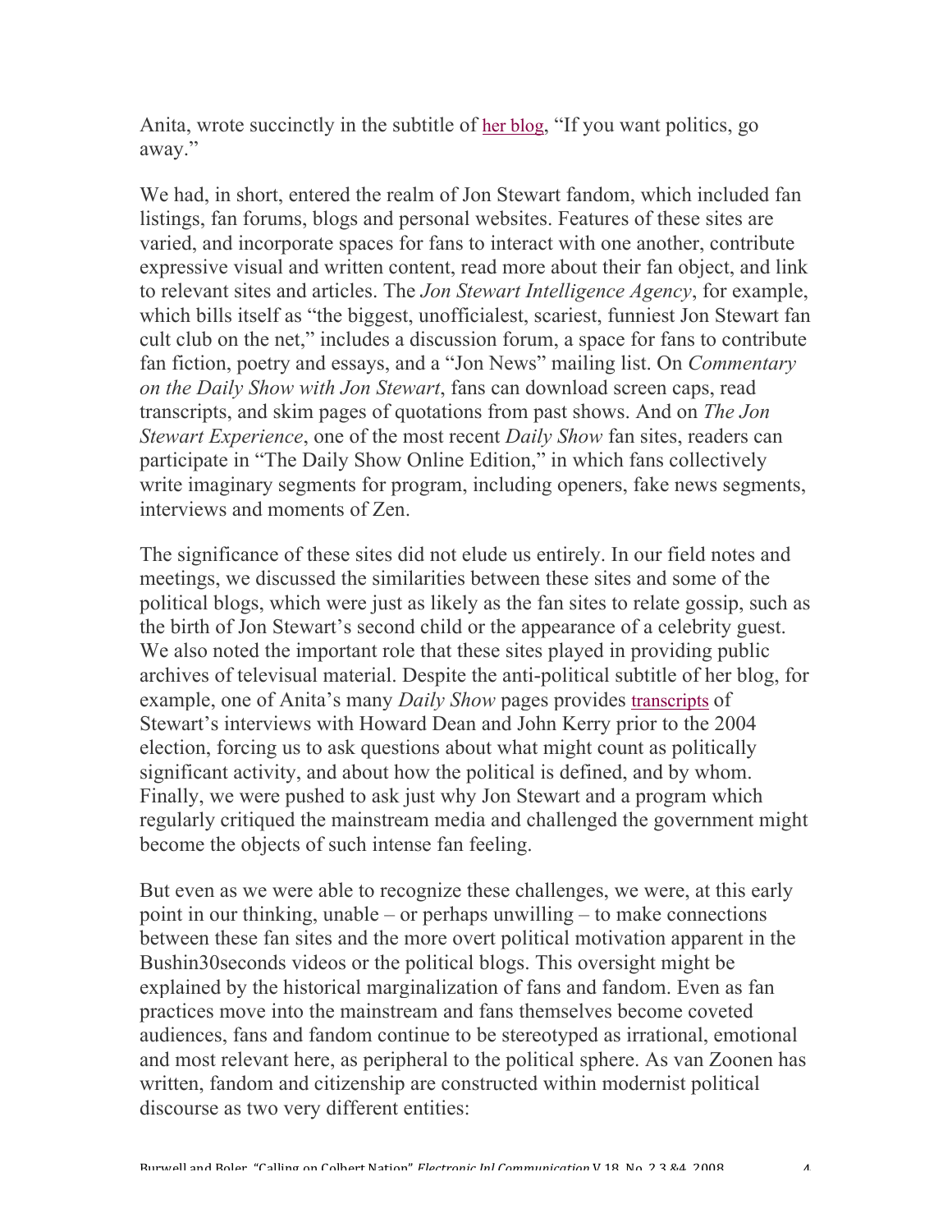Anita, wrote succinctly in the subtitle of her blog, "If you want politics, go away."

We had, in short, entered the realm of Jon Stewart fandom, which included fan listings, fan forums, blogs and personal websites. Features of these sites are varied, and incorporate spaces for fans to interact with one another, contribute expressive visual and written content, read more about their fan object, and link to relevant sites and articles. The *Jon Stewart Intelligence Agency*, for example, which bills itself as "the biggest, unofficialest, scariest, funniest Jon Stewart fan cult club on the net," includes a discussion forum, a space for fans to contribute fan fiction, poetry and essays, and a "Jon News" mailing list. On *Commentary on the Daily Show with Jon Stewart*, fans can download screen caps, read transcripts, and skim pages of quotations from past shows. And on *The Jon Stewart Experience*, one of the most recent *Daily Show* fan sites, readers can participate in "The Daily Show Online Edition," in which fans collectively write imaginary segments for program, including openers, fake news segments, interviews and moments of Zen.

The significance of these sites did not elude us entirely. In our field notes and meetings, we discussed the similarities between these sites and some of the political blogs, which were just as likely as the fan sites to relate gossip, such as the birth of Jon Stewart's second child or the appearance of a celebrity guest. We also noted the important role that these sites played in providing public archives of televisual material. Despite the anti-political subtitle of her blog, for example, one of Anita's many *Daily Show* pages provides transcripts of Stewart's interviews with Howard Dean and John Kerry prior to the 2004 election, forcing us to ask questions about what might count as politically significant activity, and about how the political is defined, and by whom. Finally, we were pushed to ask just why Jon Stewart and a program which regularly critiqued the mainstream media and challenged the government might become the objects of such intense fan feeling.

But even as we were able to recognize these challenges, we were, at this early point in our thinking, unable – or perhaps unwilling – to make connections between these fan sites and the more overt political motivation apparent in the Bushin30seconds videos or the political blogs. This oversight might be explained by the historical marginalization of fans and fandom. Even as fan practices move into the mainstream and fans themselves become coveted audiences, fans and fandom continue to be stereotyped as irrational, emotional and most relevant here, as peripheral to the political sphere. As van Zoonen has written, fandom and citizenship are constructed within modernist political discourse as two very different entities: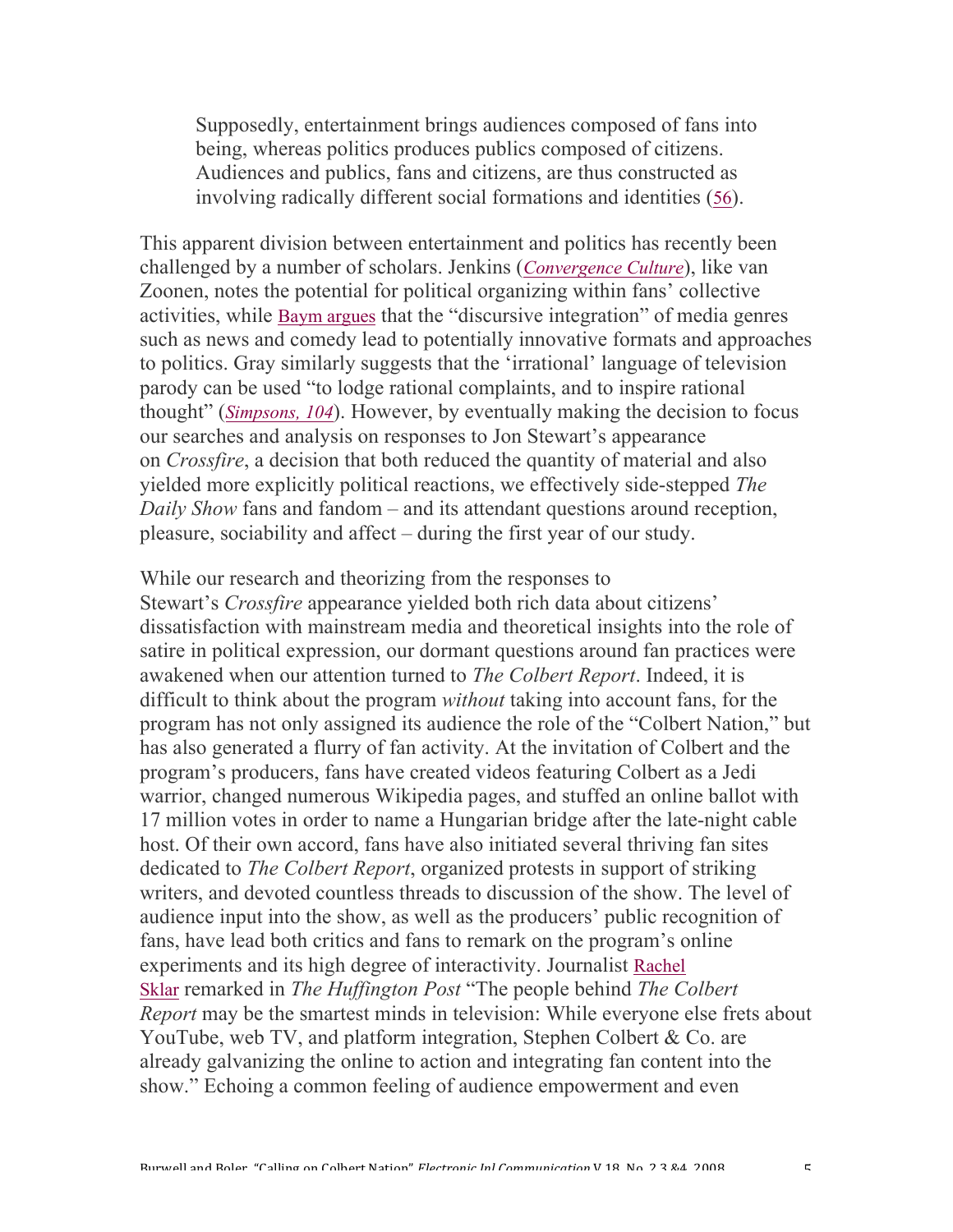> Supposedly, entertainment brings audiences composed of fans into being, whereas politics produces publics composed of citizens. Audiences and publics, fans and citizens, are thus constructed as involving radically different social formations and identities (56).

This apparent division between entertainment and politics has recently been challenged by a number of scholars. Jenkins (*Convergence Culture*), like van Zoonen, notes the potential for political organizing within fans' collective activities, while Baym argues that the "discursive integration" of media genres such as news and comedy lead to potentially innovative formats and approaches to politics. Gray similarly suggests that the 'irrational' language of television parody can be used "to lodge rational complaints, and to inspire rational thought" (*Simpsons, 104*). However, by eventually making the decision to focus our searches and analysis on responses to Jon Stewart's appearance on *Crossfire*, a decision that both reduced the quantity of material and also yielded more explicitly political reactions, we effectively side-stepped *The Daily Show* fans and fandom – and its attendant questions around reception, pleasure, sociability and affect – during the first year of our study.

While our research and theorizing from the responses to Stewart's *Crossfire* appearance yielded both rich data about citizens' dissatisfaction with mainstream media and theoretical insights into the role of satire in political expression, our dormant questions around fan practices were awakened when our attention turned to *The Colbert Report*. Indeed, it is difficult to think about the program *without* taking into account fans, for the program has not only assigned its audience the role of the "Colbert Nation," but has also generated a flurry of fan activity. At the invitation of Colbert and the program's producers, fans have created videos featuring Colbert as a Jedi warrior, changed numerous Wikipedia pages, and stuffed an online ballot with 17 million votes in order to name a Hungarian bridge after the late-night cable host. Of their own accord, fans have also initiated several thriving fan sites dedicated to *The Colbert Report*, organized protests in support of striking writers, and devoted countless threads to discussion of the show. The level of audience input into the show, as well as the producers' public recognition of fans, have lead both critics and fans to remark on the program's online experiments and its high degree of interactivity. Journalist Rachel Sklar remarked in *The Huffington Post* "The people behind *The Colbert Report* may be the smartest minds in television: While everyone else frets about YouTube, web TV, and platform integration, Stephen Colbert & Co. are already galvanizing the online to action and integrating fan content into the show." Echoing a common feeling of audience empowerment and even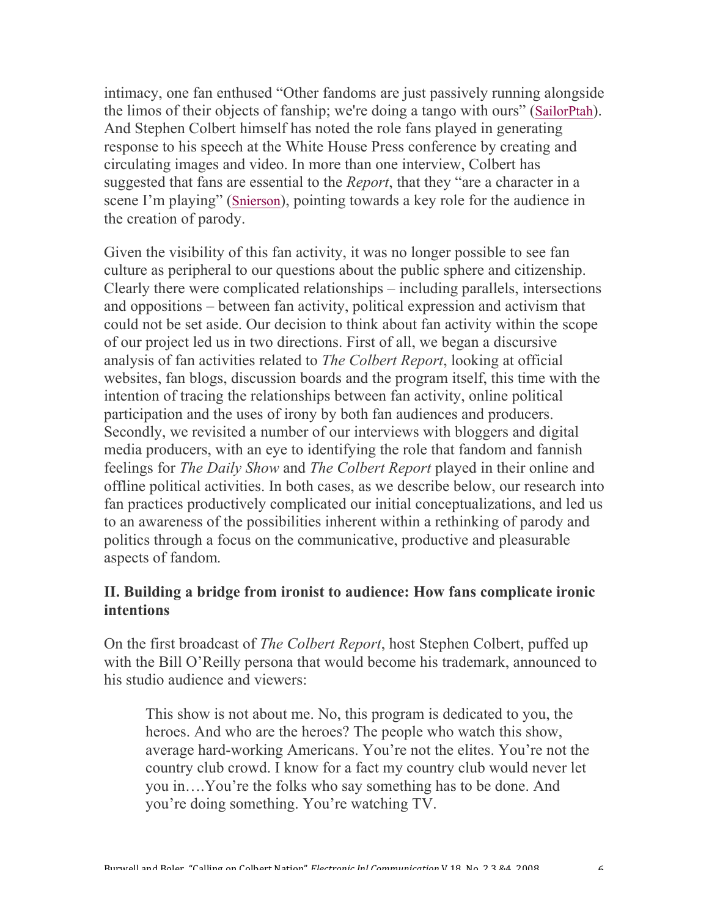intimacy, one fan enthused "Other fandoms are just passively running alongside the limos of their objects of fanship; we're doing a tango with ours" (SailorPtah). And Stephen Colbert himself has noted the role fans played in generating response to his speech at the White House Press conference by creating and circulating images and video. In more than one interview, Colbert has suggested that fans are essential to the *Report*, that they "are a character in a scene I'm playing" (Snierson), pointing towards a key role for the audience in the creation of parody.

Given the visibility of this fan activity, it was no longer possible to see fan culture as peripheral to our questions about the public sphere and citizenship. Clearly there were complicated relationships – including parallels, intersections and oppositions – between fan activity, political expression and activism that could not be set aside. Our decision to think about fan activity within the scope of our project led us in two directions. First of all, we began a discursive analysis of fan activities related to *The Colbert Report*, looking at official websites, fan blogs, discussion boards and the program itself, this time with the intention of tracing the relationships between fan activity, online political participation and the uses of irony by both fan audiences and producers. Secondly, we revisited a number of our interviews with bloggers and digital media producers, with an eye to identifying the role that fandom and fannish feelings for *The Daily Show* and *The Colbert Report* played in their online and offline political activities. In both cases, as we describe below, our research into fan practices productively complicated our initial conceptualizations, and led us to an awareness of the possibilities inherent within a rethinking of parody and politics through a focus on the communicative, productive and pleasurable aspects of fandom.

## II. Building a bridge from ironist to audience: How fans complicate ironic intentions

On the first broadcast of *The Colbert Report*, host Stephen Colbert, puffed up with the Bill O'Reilly persona that would become his trademark, announced to his studio audience and viewers:

> This show is not about me. No, this program is dedicated to you, the heroes. And who are the heroes? The people who watch this show, average hard-working Americans. You're not the elites. You're not the country club crowd. I know for a fact my country club would never let you in….You're the folks who say something has to be done. And you're doing something. You're watching TV.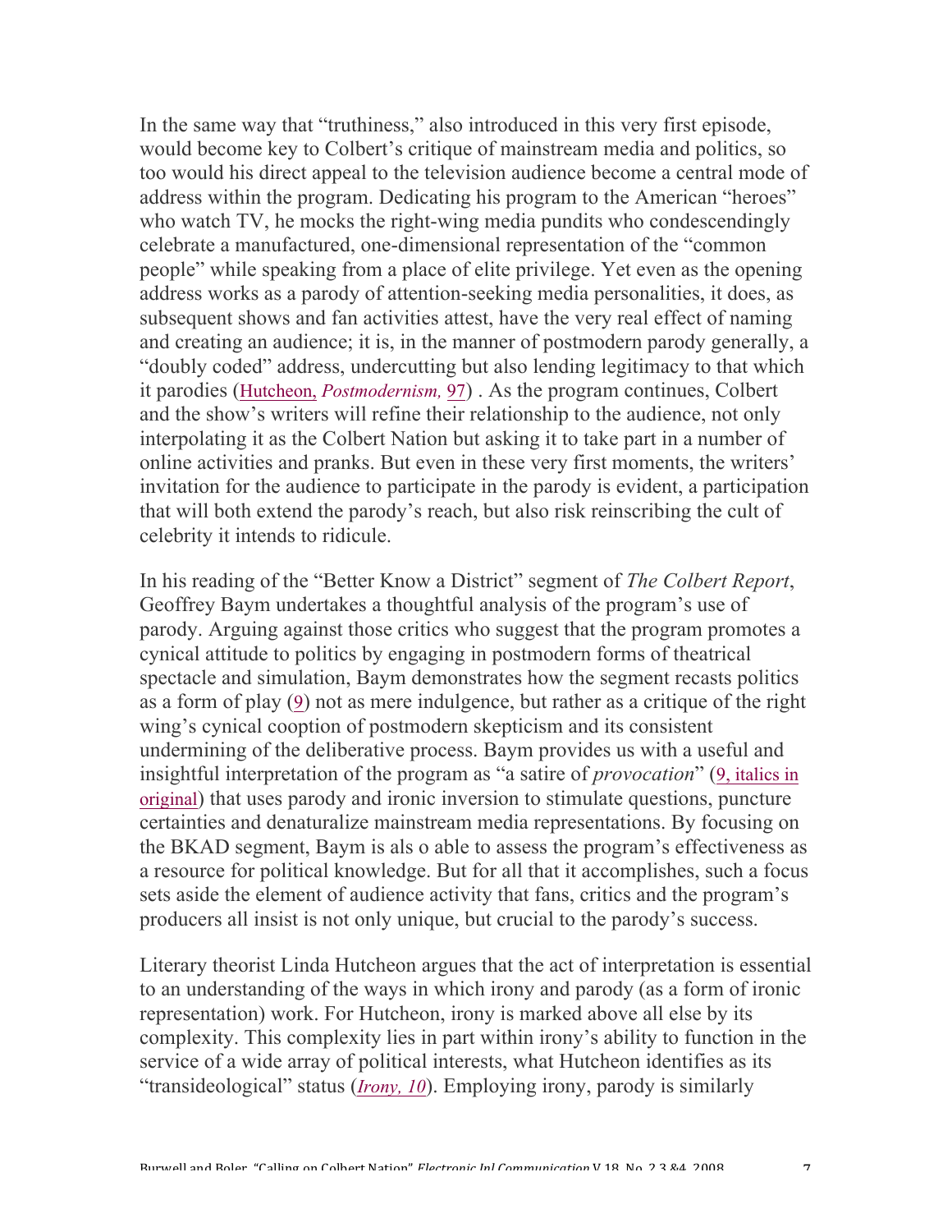In the same way that "truthiness," also introduced in this very first episode, would become key to Colbert's critique of mainstream media and politics, so too would his direct appeal to the television audience become a central mode of address within the program. Dedicating his program to the American "heroes" who watch TV, he mocks the right-wing media pundits who condescendingly celebrate a manufactured, one-dimensional representation of the "common people" while speaking from a place of elite privilege. Yet even as the opening address works as a parody of attention-seeking media personalities, it does, as subsequent shows and fan activities attest, have the very real effect of naming and creating an audience; it is, in the manner of postmodern parody generally, a "doubly coded" address, undercutting but also lending legitimacy to that which it parodies (Hutcheon, *Postmodernism,* 97) . As the program continues, Colbert and the show's writers will refine their relationship to the audience, not only interpolating it as the Colbert Nation but asking it to take part in a number of online activities and pranks. But even in these very first moments, the writers' invitation for the audience to participate in the parody is evident, a participation that will both extend the parody's reach, but also risk reinscribing the cult of celebrity it intends to ridicule.

In his reading of the "Better Know a District" segment of *The Colbert Report*, Geoffrey Baym undertakes a thoughtful analysis of the program's use of parody. Arguing against those critics who suggest that the program promotes a cynical attitude to politics by engaging in postmodern forms of theatrical spectacle and simulation, Baym demonstrates how the segment recasts politics as a form of play (9) not as mere indulgence, but rather as a critique of the right wing's cynical cooption of postmodern skepticism and its consistent undermining of the deliberative process. Baym provides us with a useful and insightful interpretation of the program as "a satire of *provocation*" (9, italics in original) that uses parody and ironic inversion to stimulate questions, puncture certainties and denaturalize mainstream media representations. By focusing on the BKAD segment, Baym is als o able to assess the program's effectiveness as a resource for political knowledge. But for all that it accomplishes, such a focus sets aside the element of audience activity that fans, critics and the program's producers all insist is not only unique, but crucial to the parody's success.

Literary theorist Linda Hutcheon argues that the act of interpretation is essential to an understanding of the ways in which irony and parody (as a form of ironic representation) work. For Hutcheon, irony is marked above all else by its complexity. This complexity lies in part within irony's ability to function in the service of a wide array of political interests, what Hutcheon identifies as its "transideological" status (*Irony, 10*). Employing irony, parody is similarly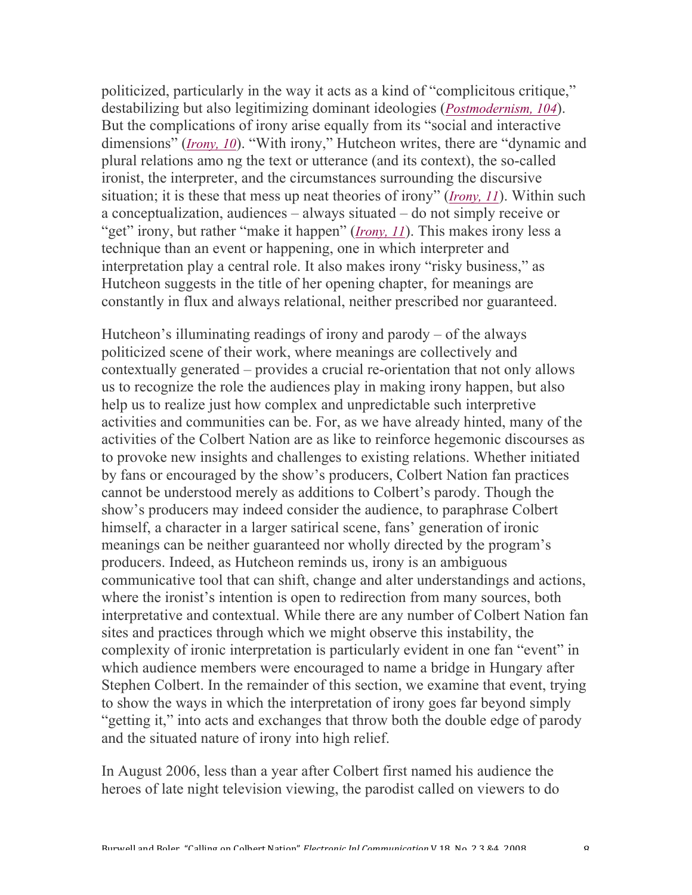politicized, particularly in the way it acts as a kind of "complicitous critique," destabilizing but also legitimizing dominant ideologies (*Postmodernism, 104*). But the complications of irony arise equally from its "social and interactive dimensions" (*Irony, 10*). "With irony," Hutcheon writes, there are "dynamic and plural relations amo ng the text or utterance (and its context), the so-called ironist, the interpreter, and the circumstances surrounding the discursive situation; it is these that mess up neat theories of irony" (*Irony, 11*). Within such a conceptualization, audiences – always situated – do not simply receive or "get" irony, but rather "make it happen" (*Irony, 11*). This makes irony less a technique than an event or happening, one in which interpreter and interpretation play a central role. It also makes irony "risky business," as Hutcheon suggests in the title of her opening chapter, for meanings are constantly in flux and always relational, neither prescribed nor guaranteed.

Hutcheon's illuminating readings of irony and parody – of the always politicized scene of their work, where meanings are collectively and contextually generated – provides a crucial re-orientation that not only allows us to recognize the role the audiences play in making irony happen, but also help us to realize just how complex and unpredictable such interpretive activities and communities can be. For, as we have already hinted, many of the activities of the Colbert Nation are as like to reinforce hegemonic discourses as to provoke new insights and challenges to existing relations. Whether initiated by fans or encouraged by the show's producers, Colbert Nation fan practices cannot be understood merely as additions to Colbert's parody. Though the show's producers may indeed consider the audience, to paraphrase Colbert himself, a character in a larger satirical scene, fans' generation of ironic meanings can be neither guaranteed nor wholly directed by the program's producers. Indeed, as Hutcheon reminds us, irony is an ambiguous communicative tool that can shift, change and alter understandings and actions, where the ironist's intention is open to redirection from many sources, both interpretative and contextual. While there are any number of Colbert Nation fan sites and practices through which we might observe this instability, the complexity of ironic interpretation is particularly evident in one fan "event" in which audience members were encouraged to name a bridge in Hungary after Stephen Colbert. In the remainder of this section, we examine that event, trying to show the ways in which the interpretation of irony goes far beyond simply "getting it," into acts and exchanges that throw both the double edge of parody and the situated nature of irony into high relief.

In August 2006, less than a year after Colbert first named his audience the heroes of late night television viewing, the parodist called on viewers to do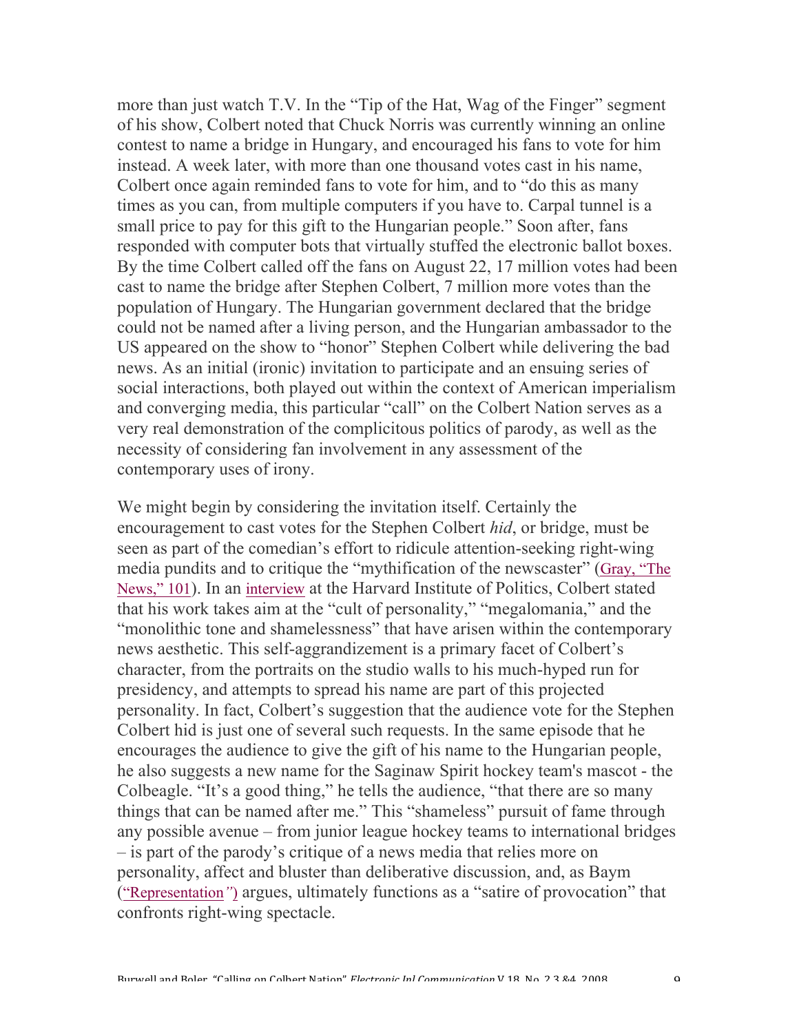more than just watch T.V. In the "Tip of the Hat, Wag of the Finger" segment of his show, Colbert noted that Chuck Norris was currently winning an online contest to name a bridge in Hungary, and encouraged his fans to vote for him instead. A week later, with more than one thousand votes cast in his name, Colbert once again reminded fans to vote for him, and to "do this as many times as you can, from multiple computers if you have to. Carpal tunnel is a small price to pay for this gift to the Hungarian people." Soon after, fans responded with computer bots that virtually stuffed the electronic ballot boxes. By the time Colbert called off the fans on August 22, 17 million votes had been cast to name the bridge after Stephen Colbert, 7 million more votes than the population of Hungary. The Hungarian government declared that the bridge could not be named after a living person, and the Hungarian ambassador to the US appeared on the show to "honor" Stephen Colbert while delivering the bad news. As an initial (ironic) invitation to participate and an ensuing series of social interactions, both played out within the context of American imperialism and converging media, this particular "call" on the Colbert Nation serves as a very real demonstration of the complicitous politics of parody, as well as the necessity of considering fan involvement in any assessment of the contemporary uses of irony.

We might begin by considering the invitation itself. Certainly the encouragement to cast votes for the Stephen Colbert *hid*, or bridge, must be seen as part of the comedian's effort to ridicule attention-seeking right-wing media pundits and to critique the "mythification of the newscaster" (Gray, "The News," 101). In an interview at the Harvard Institute of Politics, Colbert stated that his work takes aim at the "cult of personality," "megalomania," and the "monolithic tone and shamelessness" that have arisen within the contemporary news aesthetic. This self-aggrandizement is a primary facet of Colbert's character, from the portraits on the studio walls to his much-hyped run for presidency, and attempts to spread his name are part of this projected personality. In fact, Colbert's suggestion that the audience vote for the Stephen Colbert hid is just one of several such requests. In the same episode that he encourages the audience to give the gift of his name to the Hungarian people, he also suggests a new name for the Saginaw Spirit hockey team's mascot - the Colbeagle. "It's a good thing," he tells the audience, "that there are so many things that can be named after me." This "shameless" pursuit of fame through any possible avenue – from junior league hockey teams to international bridges – is part of the parody's critique of a news media that relies more on personality, affect and bluster than deliberative discussion, and, as Baym ("Representation") argues, ultimately functions as a "satire of provocation" that confronts right-wing spectacle.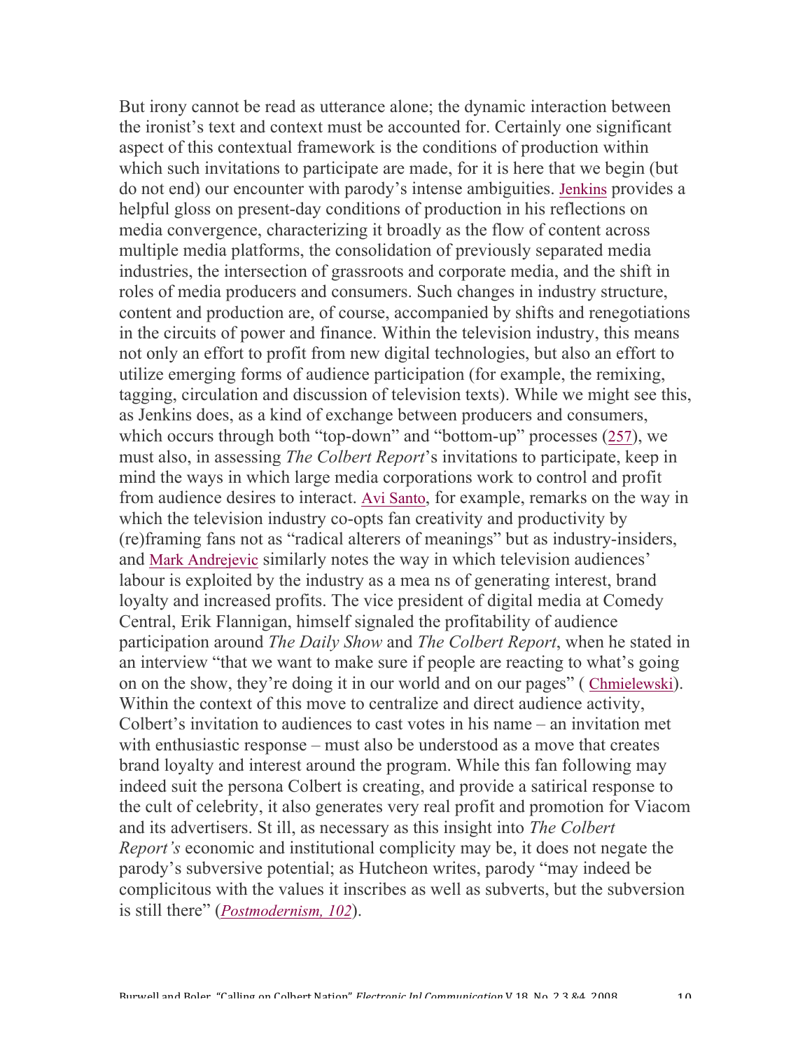But irony cannot be read as utterance alone; the dynamic interaction between the ironist's text and context must be accounted for. Certainly one significant aspect of this contextual framework is the conditions of production within which such invitations to participate are made, for it is here that we begin (but do not end) our encounter with parody's intense ambiguities. Jenkins provides a helpful gloss on present-day conditions of production in his reflections on media convergence, characterizing it broadly as the flow of content across multiple media platforms, the consolidation of previously separated media industries, the intersection of grassroots and corporate media, and the shift in roles of media producers and consumers. Such changes in industry structure, content and production are, of course, accompanied by shifts and renegotiations in the circuits of power and finance. Within the television industry, this means not only an effort to profit from new digital technologies, but also an effort to utilize emerging forms of audience participation (for example, the remixing, tagging, circulation and discussion of television texts). While we might see this, as Jenkins does, as a kind of exchange between producers and consumers, which occurs through both "top-down" and "bottom-up" processes (257), we must also, in assessing *The Colbert Report*'s invitations to participate, keep in mind the ways in which large media corporations work to control and profit from audience desires to interact. Avi Santo, for example, remarks on the way in which the television industry co-opts fan creativity and productivity by (re)framing fans not as "radical alterers of meanings" but as industry-insiders, and Mark Andrejevic similarly notes the way in which television audiences' labour is exploited by the industry as a mea ns of generating interest, brand loyalty and increased profits. The vice president of digital media at Comedy Central, Erik Flannigan, himself signaled the profitability of audience participation around *The Daily Show* and *The Colbert Report*, when he stated in an interview "that we want to make sure if people are reacting to what's going on on the show, they're doing it in our world and on our pages" ( Chmielewski). Within the context of this move to centralize and direct audience activity, Colbert's invitation to audiences to cast votes in his name – an invitation met with enthusiastic response – must also be understood as a move that creates brand loyalty and interest around the program. While this fan following may indeed suit the persona Colbert is creating, and provide a satirical response to the cult of celebrity, it also generates very real profit and promotion for Viacom and its advertisers. St ill, as necessary as this insight into *The Colbert Report's* economic and institutional complicity may be, it does not negate the parody's subversive potential; as Hutcheon writes, parody "may indeed be complicitous with the values it inscribes as well as subverts, but the subversion is still there" (*Postmodernism, 102*).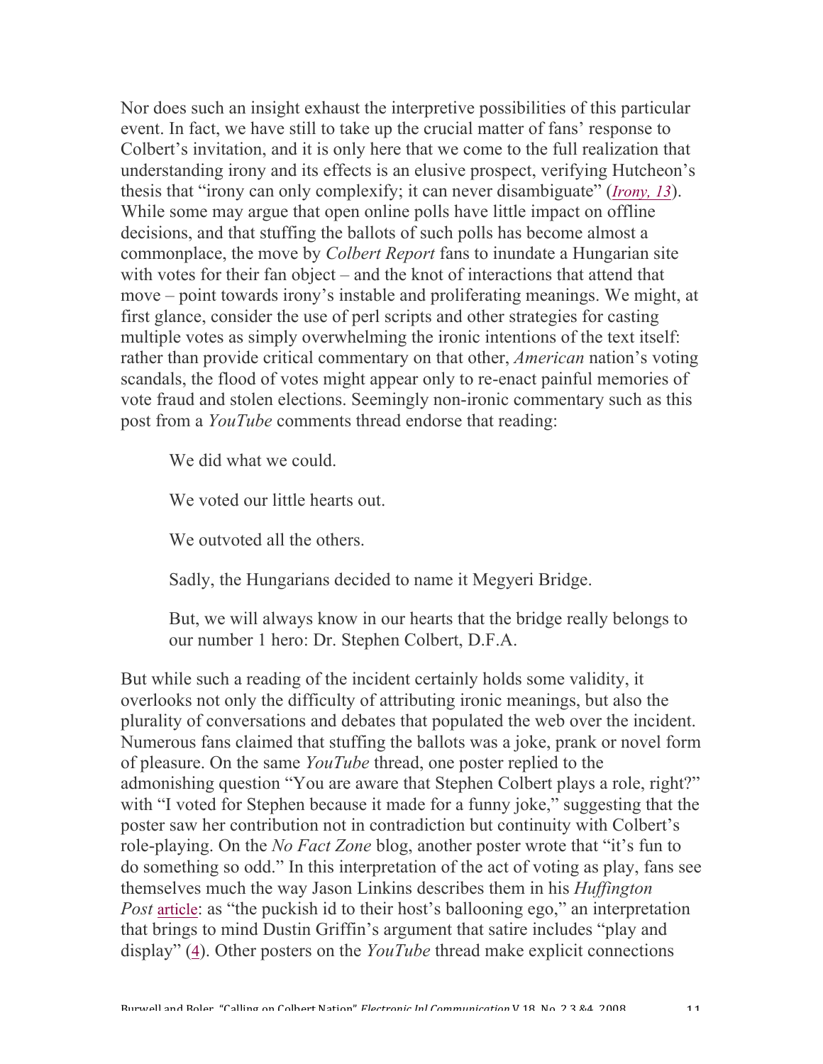Nor does such an insight exhaust the interpretive possibilities of this particular event. In fact, we have still to take up the crucial matter of fans' response to Colbert's invitation, and it is only here that we come to the full realization that understanding irony and its effects is an elusive prospect, verifying Hutcheon's thesis that "irony can only complexify; it can never disambiguate" (*Irony, 13*). While some may argue that open online polls have little impact on offline decisions, and that stuffing the ballots of such polls has become almost a commonplace, the move by *Colbert Report* fans to inundate a Hungarian site with votes for their fan object – and the knot of interactions that attend that move – point towards irony's instable and proliferating meanings. We might, at first glance, consider the use of perl scripts and other strategies for casting multiple votes as simply overwhelming the ironic intentions of the text itself: rather than provide critical commentary on that other, *American* nation's voting scandals, the flood of votes might appear only to re-enact painful memories of vote fraud and stolen elections. Seemingly non-ironic commentary such as this post from a *YouTube* comments thread endorse that reading:

> We did what we could.
>
> We voted our little hearts out.
>
> We outvoted all the others.
>
> Sadly, the Hungarians decided to name it Megyeri Bridge.
>
> But, we will always know in our hearts that the bridge really belongs to our number 1 hero: Dr. Stephen Colbert, D.F.A.

But while such a reading of the incident certainly holds some validity, it overlooks not only the difficulty of attributing ironic meanings, but also the plurality of conversations and debates that populated the web over the incident. Numerous fans claimed that stuffing the ballots was a joke, prank or novel form of pleasure. On the same *YouTube* thread, one poster replied to the admonishing question "You are aware that Stephen Colbert plays a role, right?" with "I voted for Stephen because it made for a funny joke," suggesting that the poster saw her contribution not in contradiction but continuity with Colbert's role-playing. On the *No Fact Zone* blog, another poster wrote that "it's fun to do something so odd." In this interpretation of the act of voting as play, fans see themselves much the way Jason Linkins describes them in his *Huffington Post* article: as "the puckish id to their host's ballooning ego," an interpretation that brings to mind Dustin Griffin's argument that satire includes "play and display" (4). Other posters on the *YouTube* thread make explicit connections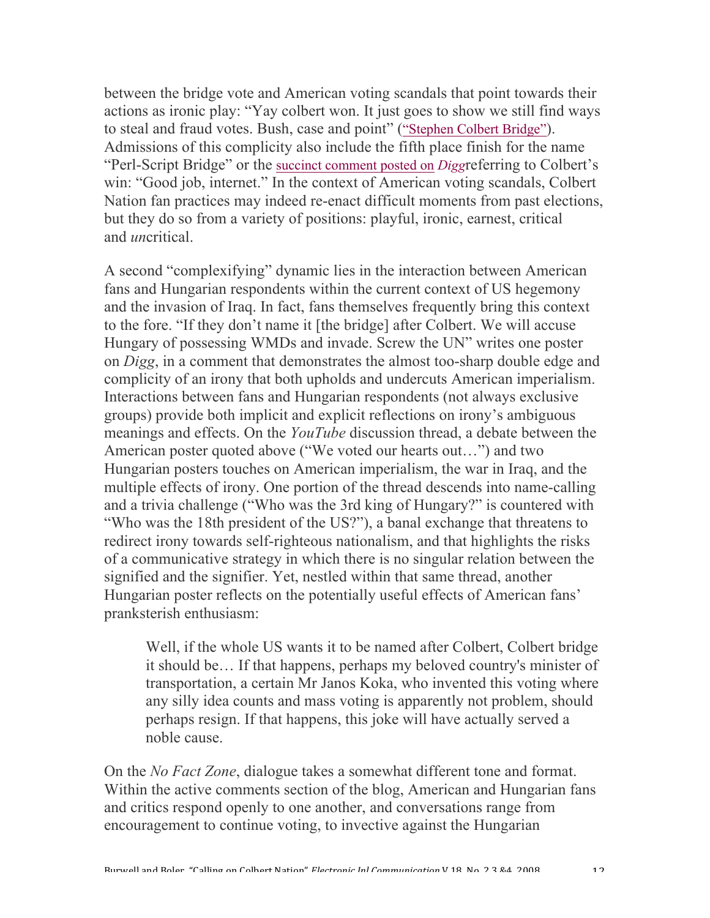between the bridge vote and American voting scandals that point towards their actions as ironic play: "Yay colbert won. It just goes to show we still find ways to steal and fraud votes. Bush, case and point" ("Stephen Colbert Bridge"). Admissions of this complicity also include the fifth place finish for the name "Perl-Script Bridge" or the succinct comment posted on *Digg*referring to Colbert's win: "Good job, internet." In the context of American voting scandals, Colbert Nation fan practices may indeed re-enact difficult moments from past elections, but they do so from a variety of positions: playful, ironic, earnest, critical and *un*critical.

A second "complexifying" dynamic lies in the interaction between American fans and Hungarian respondents within the current context of US hegemony and the invasion of Iraq. In fact, fans themselves frequently bring this context to the fore. "If they don't name it [the bridge] after Colbert. We will accuse Hungary of possessing WMDs and invade. Screw the UN" writes one poster on *Digg*, in a comment that demonstrates the almost too-sharp double edge and complicity of an irony that both upholds and undercuts American imperialism. Interactions between fans and Hungarian respondents (not always exclusive groups) provide both implicit and explicit reflections on irony's ambiguous meanings and effects. On the *YouTube* discussion thread, a debate between the American poster quoted above ("We voted our hearts out…") and two Hungarian posters touches on American imperialism, the war in Iraq, and the multiple effects of irony. One portion of the thread descends into name-calling and a trivia challenge ("Who was the 3rd king of Hungary?" is countered with "Who was the 18th president of the US?"), a banal exchange that threatens to redirect irony towards self-righteous nationalism, and that highlights the risks of a communicative strategy in which there is no singular relation between the signified and the signifier. Yet, nestled within that same thread, another Hungarian poster reflects on the potentially useful effects of American fans' pranksterish enthusiasm:

> Well, if the whole US wants it to be named after Colbert, Colbert bridge it should be… If that happens, perhaps my beloved country's minister of transportation, a certain Mr Janos Koka, who invented this voting where any silly idea counts and mass voting is apparently not problem, should perhaps resign. If that happens, this joke will have actually served a noble cause.

On the *No Fact Zone*, dialogue takes a somewhat different tone and format. Within the active comments section of the blog, American and Hungarian fans and critics respond openly to one another, and conversations range from encouragement to continue voting, to invective against the Hungarian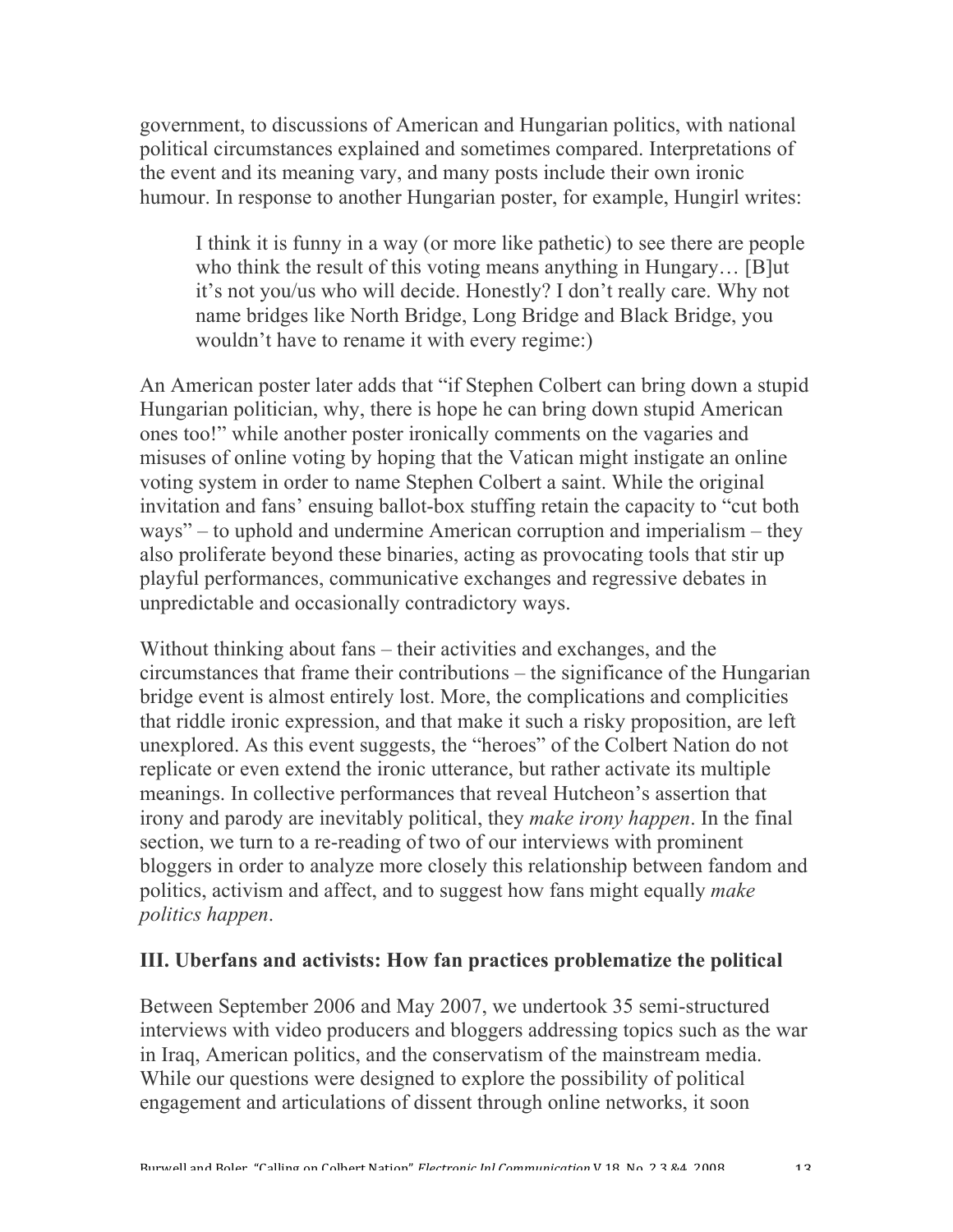government, to discussions of American and Hungarian politics, with national political circumstances explained and sometimes compared. Interpretations of the event and its meaning vary, and many posts include their own ironic humour. In response to another Hungarian poster, for example, Hungirl writes:

> I think it is funny in a way (or more like pathetic) to see there are people who think the result of this voting means anything in Hungary… [B]ut it's not you/us who will decide. Honestly? I don't really care. Why not name bridges like North Bridge, Long Bridge and Black Bridge, you wouldn't have to rename it with every regime:)

An American poster later adds that "if Stephen Colbert can bring down a stupid Hungarian politician, why, there is hope he can bring down stupid American ones too!" while another poster ironically comments on the vagaries and misuses of online voting by hoping that the Vatican might instigate an online voting system in order to name Stephen Colbert a saint. While the original invitation and fans' ensuing ballot-box stuffing retain the capacity to "cut both ways" – to uphold and undermine American corruption and imperialism – they also proliferate beyond these binaries, acting as provocating tools that stir up playful performances, communicative exchanges and regressive debates in unpredictable and occasionally contradictory ways.

Without thinking about fans – their activities and exchanges, and the circumstances that frame their contributions – the significance of the Hungarian bridge event is almost entirely lost. More, the complications and complicities that riddle ironic expression, and that make it such a risky proposition, are left unexplored. As this event suggests, the "heroes" of the Colbert Nation do not replicate or even extend the ironic utterance, but rather activate its multiple meanings. In collective performances that reveal Hutcheon's assertion that irony and parody are inevitably political, they *make irony happen*. In the final section, we turn to a re-reading of two of our interviews with prominent bloggers in order to analyze more closely this relationship between fandom and politics, activism and affect, and to suggest how fans might equally *make politics happen*.

## III. Uberfans and activists: How fan practices problematize the political

Between September 2006 and May 2007, we undertook 35 semi-structured interviews with video producers and bloggers addressing topics such as the war in Iraq, American politics, and the conservatism of the mainstream media. While our questions were designed to explore the possibility of political engagement and articulations of dissent through online networks, it soon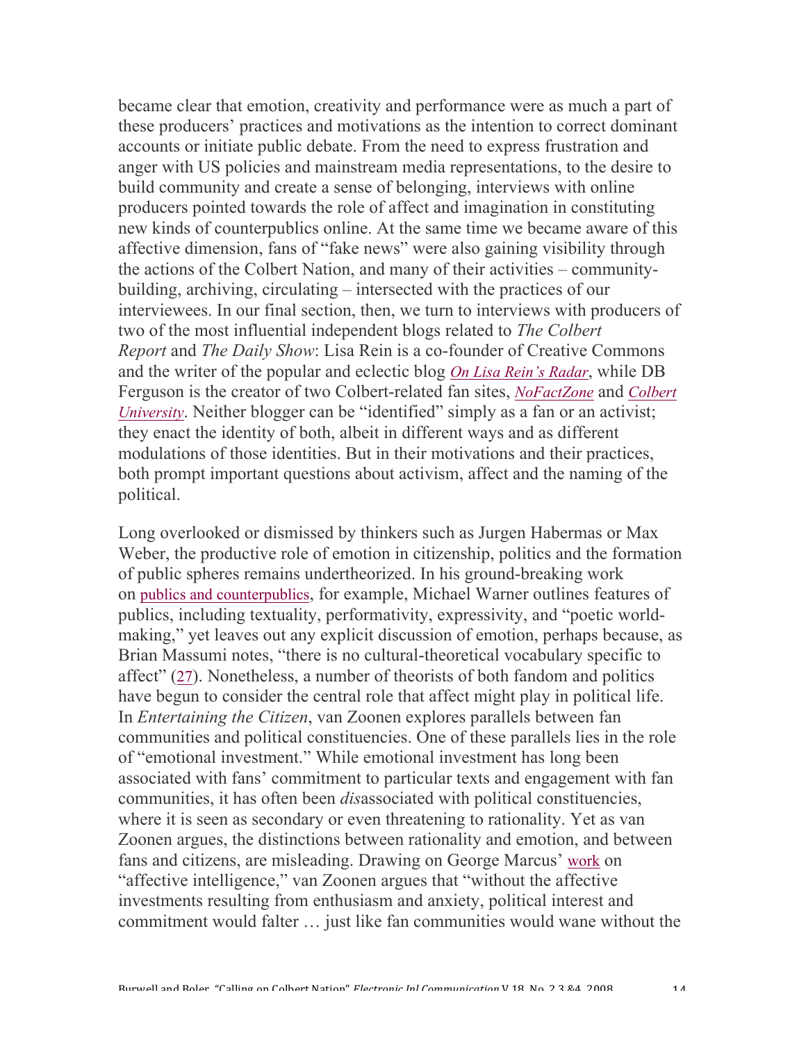became clear that emotion, creativity and performance were as much a part of these producers' practices and motivations as the intention to correct dominant accounts or initiate public debate. From the need to express frustration and anger with US policies and mainstream media representations, to the desire to build community and create a sense of belonging, interviews with online producers pointed towards the role of affect and imagination in constituting new kinds of counterpublics online. At the same time we became aware of this affective dimension, fans of "fake news" were also gaining visibility through the actions of the Colbert Nation, and many of their activities – community-building, archiving, circulating – intersected with the practices of our interviewees. In our final section, then, we turn to interviews with producers of two of the most influential independent blogs related to *The Colbert Report* and *The Daily Show*: Lisa Rein is a co-founder of Creative Commons and the writer of the popular and eclectic blog *On Lisa Rein's Radar*, while DB Ferguson is the creator of two Colbert-related fan sites, *NoFactZone* and *Colbert University*. Neither blogger can be "identified" simply as a fan or an activist; they enact the identity of both, albeit in different ways and as different modulations of those identities. But in their motivations and their practices, both prompt important questions about activism, affect and the naming of the political.

Long overlooked or dismissed by thinkers such as Jurgen Habermas or Max Weber, the productive role of emotion in citizenship, politics and the formation of public spheres remains undertheorized. In his ground-breaking work on publics and counterpublics, for example, Michael Warner outlines features of publics, including textuality, performativity, expressivity, and "poetic world-making," yet leaves out any explicit discussion of emotion, perhaps because, as Brian Massumi notes, "there is no cultural-theoretical vocabulary specific to affect" (27). Nonetheless, a number of theorists of both fandom and politics have begun to consider the central role that affect might play in political life. In *Entertaining the Citizen*, van Zoonen explores parallels between fan communities and political constituencies. One of these parallels lies in the role of "emotional investment." While emotional investment has long been associated with fans' commitment to particular texts and engagement with fan communities, it has often been *dis*associated with political constituencies, where it is seen as secondary or even threatening to rationality. Yet as van Zoonen argues, the distinctions between rationality and emotion, and between fans and citizens, are misleading. Drawing on George Marcus' work on "affective intelligence," van Zoonen argues that "without the affective investments resulting from enthusiasm and anxiety, political interest and commitment would falter … just like fan communities would wane without the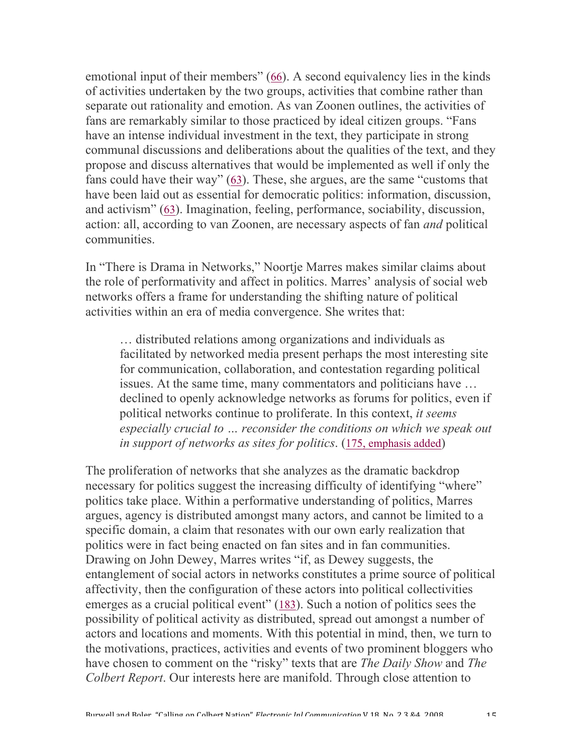emotional input of their members" (66). A second equivalency lies in the kinds of activities undertaken by the two groups, activities that combine rather than separate out rationality and emotion. As van Zoonen outlines, the activities of fans are remarkably similar to those practiced by ideal citizen groups. "Fans have an intense individual investment in the text, they participate in strong communal discussions and deliberations about the qualities of the text, and they propose and discuss alternatives that would be implemented as well if only the fans could have their way" (63). These, she argues, are the same "customs that have been laid out as essential for democratic politics: information, discussion, and activism" (63). Imagination, feeling, performance, sociability, discussion, action: all, according to van Zoonen, are necessary aspects of fan *and* political communities.

In "There is Drama in Networks," Noortje Marres makes similar claims about the role of performativity and affect in politics. Marres' analysis of social web networks offers a frame for understanding the shifting nature of political activities within an era of media convergence. She writes that:

> … distributed relations among organizations and individuals as facilitated by networked media present perhaps the most interesting site for communication, collaboration, and contestation regarding political issues. At the same time, many commentators and politicians have … declined to openly acknowledge networks as forums for politics, even if political networks continue to proliferate. In this context, *it seems especially crucial to … reconsider the conditions on which we speak out in support of networks as sites for politics*. (175, emphasis added)

The proliferation of networks that she analyzes as the dramatic backdrop necessary for politics suggest the increasing difficulty of identifying "where" politics take place. Within a performative understanding of politics, Marres argues, agency is distributed amongst many actors, and cannot be limited to a specific domain, a claim that resonates with our own early realization that politics were in fact being enacted on fan sites and in fan communities. Drawing on John Dewey, Marres writes "if, as Dewey suggests, the entanglement of social actors in networks constitutes a prime source of political affectivity, then the configuration of these actors into political collectivities emerges as a crucial political event" (183). Such a notion of politics sees the possibility of political activity as distributed, spread out amongst a number of actors and locations and moments. With this potential in mind, then, we turn to the motivations, practices, activities and events of two prominent bloggers who have chosen to comment on the "risky" texts that are *The Daily Show* and *The Colbert Report*. Our interests here are manifold. Through close attention to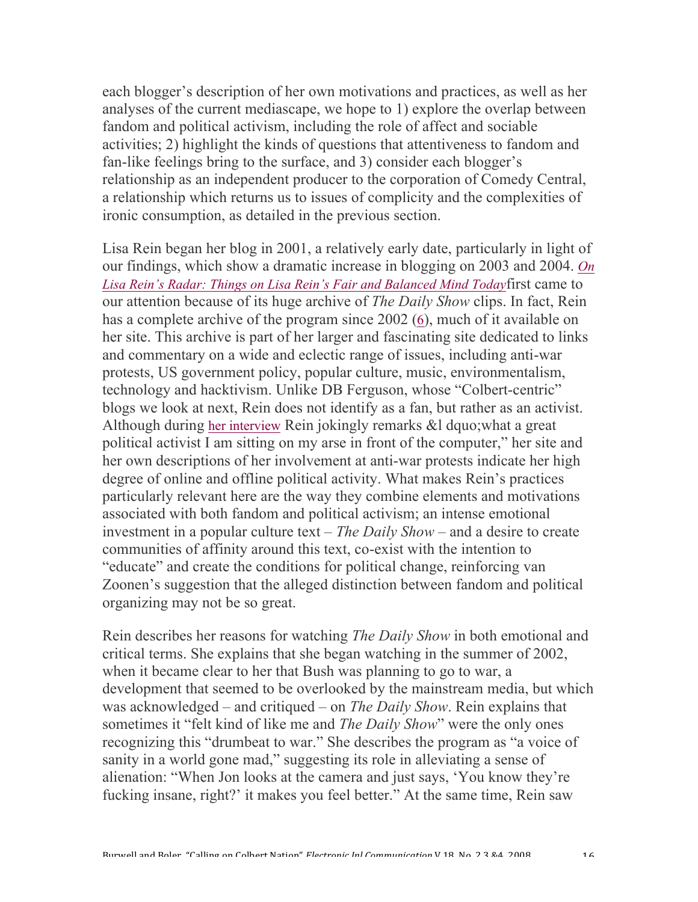each blogger's description of her own motivations and practices, as well as her analyses of the current mediascape, we hope to 1) explore the overlap between fandom and political activism, including the role of affect and sociable activities; 2) highlight the kinds of questions that attentiveness to fandom and fan-like feelings bring to the surface, and 3) consider each blogger's relationship as an independent producer to the corporation of Comedy Central, a relationship which returns us to issues of complicity and the complexities of ironic consumption, as detailed in the previous section.

Lisa Rein began her blog in 2001, a relatively early date, particularly in light of our findings, which show a dramatic increase in blogging on 2003 and 2004. *On Lisa Rein's Radar: Things on Lisa Rein's Fair and Balanced Mind Today*first came to our attention because of its huge archive of *The Daily Show* clips. In fact, Rein has a complete archive of the program since 2002 (6), much of it available on her site. This archive is part of her larger and fascinating site dedicated to links and commentary on a wide and eclectic range of issues, including anti-war protests, US government policy, popular culture, music, environmentalism, technology and hacktivism. Unlike DB Ferguson, whose "Colbert-centric" blogs we look at next, Rein does not identify as a fan, but rather as an activist. Although during her interview Rein jokingly remarks &l dquo;what a great political activist I am sitting on my arse in front of the computer," her site and her own descriptions of her involvement at anti-war protests indicate her high degree of online and offline political activity. What makes Rein's practices particularly relevant here are the way they combine elements and motivations associated with both fandom and political activism; an intense emotional investment in a popular culture text – *The Daily Show* – and a desire to create communities of affinity around this text, co-exist with the intention to "educate" and create the conditions for political change, reinforcing van Zoonen's suggestion that the alleged distinction between fandom and political organizing may not be so great.

Rein describes her reasons for watching *The Daily Show* in both emotional and critical terms. She explains that she began watching in the summer of 2002, when it became clear to her that Bush was planning to go to war, a development that seemed to be overlooked by the mainstream media, but which was acknowledged – and critiqued – on *The Daily Show*. Rein explains that sometimes it "felt kind of like me and *The Daily Show*" were the only ones recognizing this "drumbeat to war." She describes the program as "a voice of sanity in a world gone mad," suggesting its role in alleviating a sense of alienation: "When Jon looks at the camera and just says, 'You know they're fucking insane, right?' it makes you feel better." At the same time, Rein saw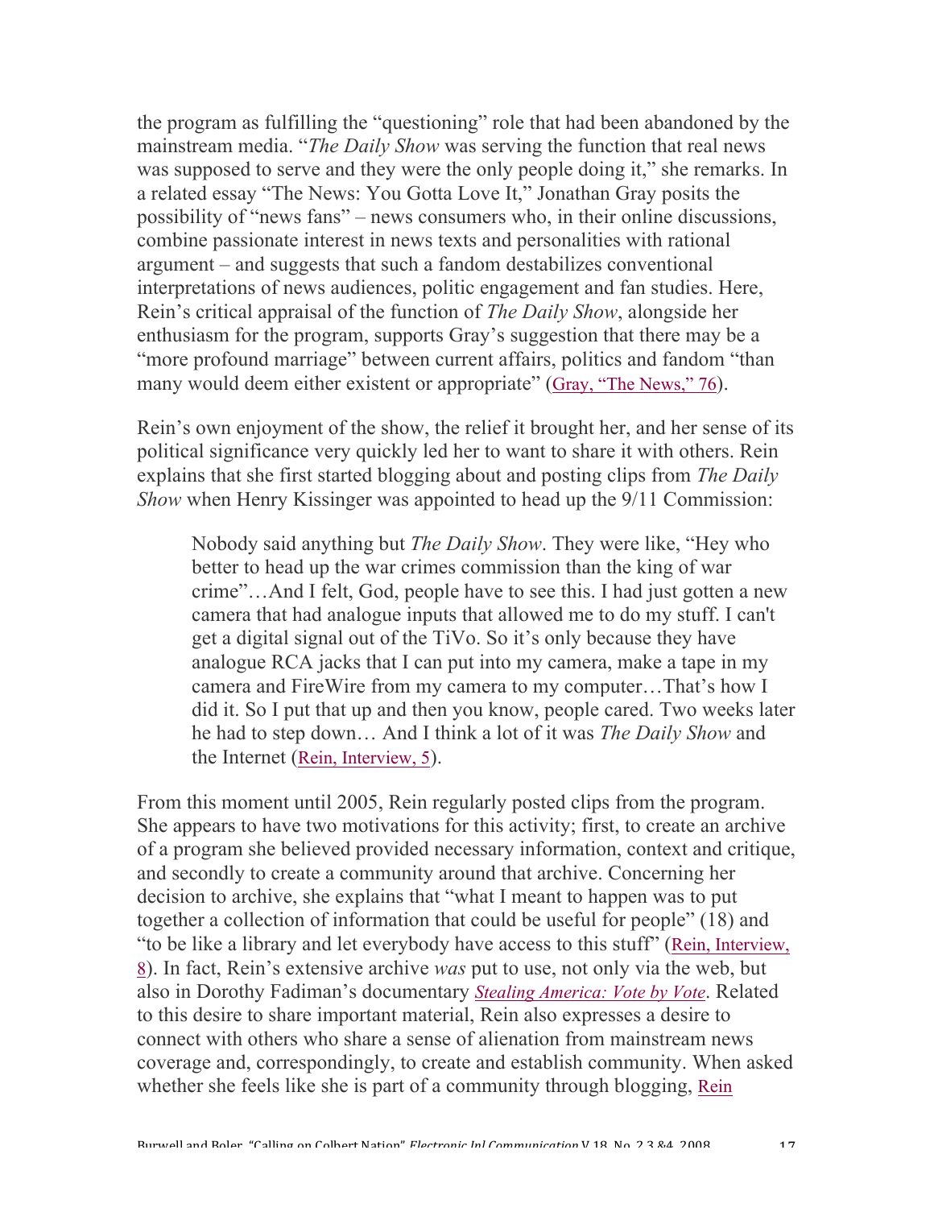the program as fulfilling the "questioning" role that had been abandoned by the mainstream media. "*The Daily Show* was serving the function that real news was supposed to serve and they were the only people doing it," she remarks. In a related essay "The News: You Gotta Love It," Jonathan Gray posits the possibility of "news fans" – news consumers who, in their online discussions, combine passionate interest in news texts and personalities with rational argument – and suggests that such a fandom destabilizes conventional interpretations of news audiences, politic engagement and fan studies. Here, Rein's critical appraisal of the function of *The Daily Show*, alongside her enthusiasm for the program, supports Gray's suggestion that there may be a "more profound marriage" between current affairs, politics and fandom "than many would deem either existent or appropriate" (Gray, "The News," 76).

Rein's own enjoyment of the show, the relief it brought her, and her sense of its political significance very quickly led her to want to share it with others. Rein explains that she first started blogging about and posting clips from *The Daily Show* when Henry Kissinger was appointed to head up the 9/11 Commission:

> Nobody said anything but *The Daily Show*. They were like, "Hey who better to head up the war crimes commission than the king of war crime"…And I felt, God, people have to see this. I had just gotten a new camera that had analogue inputs that allowed me to do my stuff. I can't get a digital signal out of the TiVo. So it's only because they have analogue RCA jacks that I can put into my camera, make a tape in my camera and FireWire from my camera to my computer…That's how I did it. So I put that up and then you know, people cared. Two weeks later he had to step down… And I think a lot of it was *The Daily Show* and the Internet (Rein, Interview, 5).

From this moment until 2005, Rein regularly posted clips from the program. She appears to have two motivations for this activity; first, to create an archive of a program she believed provided necessary information, context and critique, and secondly to create a community around that archive. Concerning her decision to archive, she explains that "what I meant to happen was to put together a collection of information that could be useful for people" (18) and "to be like a library and let everybody have access to this stuff" (Rein, Interview, 8). In fact, Rein's extensive archive *was* put to use, not only via the web, but also in Dorothy Fadiman's documentary *Stealing America: Vote by Vote*. Related to this desire to share important material, Rein also expresses a desire to connect with others who share a sense of alienation from mainstream news coverage and, correspondingly, to create and establish community. When asked whether she feels like she is part of a community through blogging, Rein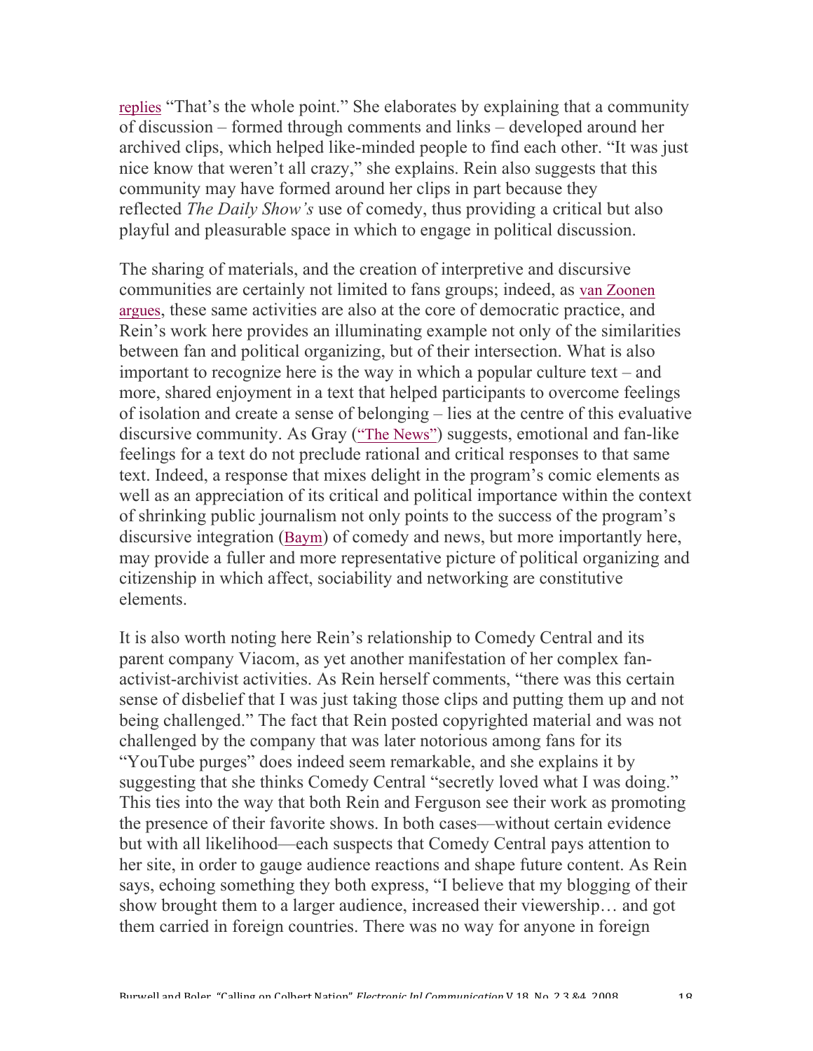replies "That's the whole point." She elaborates by explaining that a community of discussion – formed through comments and links – developed around her archived clips, which helped like-minded people to find each other. "It was just nice know that weren't all crazy," she explains. Rein also suggests that this community may have formed around her clips in part because they reflected *The Daily Show's* use of comedy, thus providing a critical but also playful and pleasurable space in which to engage in political discussion.

The sharing of materials, and the creation of interpretive and discursive communities are certainly not limited to fans groups; indeed, as van Zoonen argues, these same activities are also at the core of democratic practice, and Rein's work here provides an illuminating example not only of the similarities between fan and political organizing, but of their intersection. What is also important to recognize here is the way in which a popular culture text – and more, shared enjoyment in a text that helped participants to overcome feelings of isolation and create a sense of belonging – lies at the centre of this evaluative discursive community. As Gray ("The News") suggests, emotional and fan-like feelings for a text do not preclude rational and critical responses to that same text. Indeed, a response that mixes delight in the program's comic elements as well as an appreciation of its critical and political importance within the context of shrinking public journalism not only points to the success of the program's discursive integration (Baym) of comedy and news, but more importantly here, may provide a fuller and more representative picture of political organizing and citizenship in which affect, sociability and networking are constitutive elements.

It is also worth noting here Rein's relationship to Comedy Central and its parent company Viacom, as yet another manifestation of her complex fan-activist-archivist activities. As Rein herself comments, "there was this certain sense of disbelief that I was just taking those clips and putting them up and not being challenged." The fact that Rein posted copyrighted material and was not challenged by the company that was later notorious among fans for its "YouTube purges" does indeed seem remarkable, and she explains it by suggesting that she thinks Comedy Central "secretly loved what I was doing." This ties into the way that both Rein and Ferguson see their work as promoting the presence of their favorite shows. In both cases—without certain evidence but with all likelihood—each suspects that Comedy Central pays attention to her site, in order to gauge audience reactions and shape future content. As Rein says, echoing something they both express, "I believe that my blogging of their show brought them to a larger audience, increased their viewership… and got them carried in foreign countries. There was no way for anyone in foreign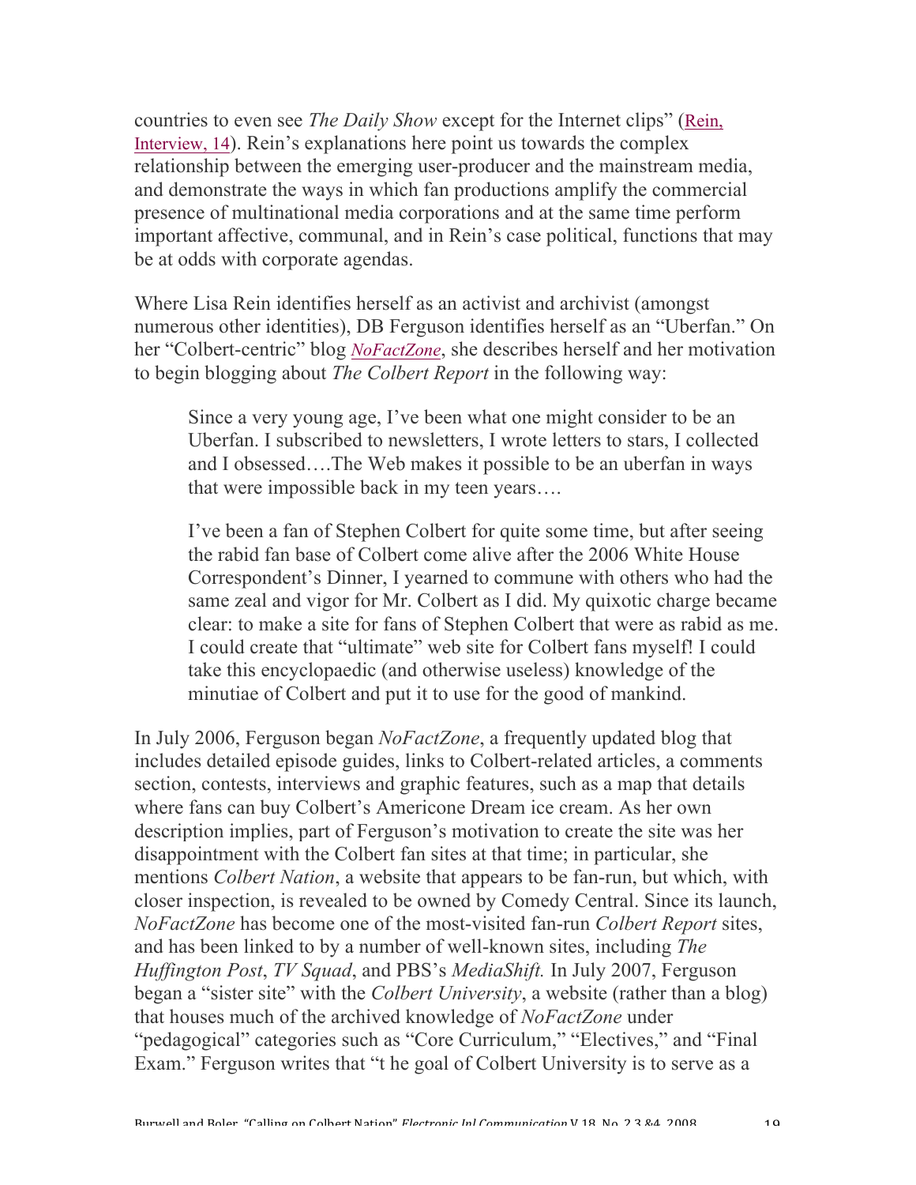countries to even see *The Daily Show* except for the Internet clips" (Rein, Interview, 14). Rein's explanations here point us towards the complex relationship between the emerging user-producer and the mainstream media, and demonstrate the ways in which fan productions amplify the commercial presence of multinational media corporations and at the same time perform important affective, communal, and in Rein's case political, functions that may be at odds with corporate agendas.

Where Lisa Rein identifies herself as an activist and archivist (amongst numerous other identities), DB Ferguson identifies herself as an "Uberfan." On her "Colbert-centric" blog *NoFactZone*, she describes herself and her motivation to begin blogging about *The Colbert Report* in the following way:

> Since a very young age, I've been what one might consider to be an Uberfan. I subscribed to newsletters, I wrote letters to stars, I collected and I obsessed….The Web makes it possible to be an uberfan in ways that were impossible back in my teen years….
>
> I've been a fan of Stephen Colbert for quite some time, but after seeing the rabid fan base of Colbert come alive after the 2006 White House Correspondent's Dinner, I yearned to commune with others who had the same zeal and vigor for Mr. Colbert as I did. My quixotic charge became clear: to make a site for fans of Stephen Colbert that were as rabid as me. I could create that "ultimate" web site for Colbert fans myself! I could take this encyclopaedic (and otherwise useless) knowledge of the minutiae of Colbert and put it to use for the good of mankind.

In July 2006, Ferguson began *NoFactZone*, a frequently updated blog that includes detailed episode guides, links to Colbert-related articles, a comments section, contests, interviews and graphic features, such as a map that details where fans can buy Colbert's Americone Dream ice cream. As her own description implies, part of Ferguson's motivation to create the site was her disappointment with the Colbert fan sites at that time; in particular, she mentions *Colbert Nation*, a website that appears to be fan-run, but which, with closer inspection, is revealed to be owned by Comedy Central. Since its launch, *NoFactZone* has become one of the most-visited fan-run *Colbert Report* sites, and has been linked to by a number of well-known sites, including *The Huffington Post*, *TV Squad*, and PBS's *MediaShift.* In July 2007, Ferguson began a "sister site" with the *Colbert University*, a website (rather than a blog) that houses much of the archived knowledge of *NoFactZone* under "pedagogical" categories such as "Core Curriculum," "Electives," and "Final Exam." Ferguson writes that "t he goal of Colbert University is to serve as a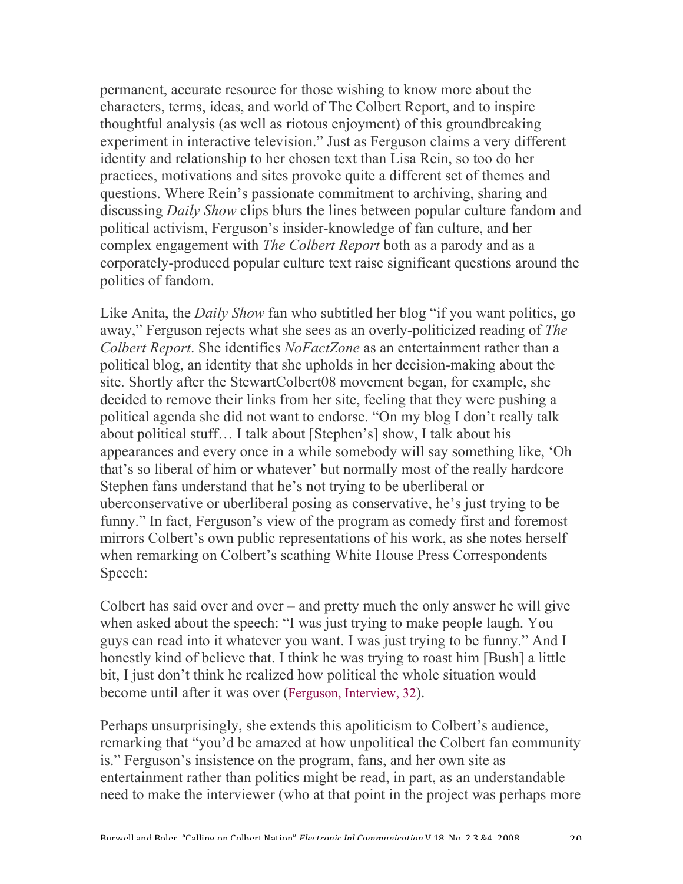permanent, accurate resource for those wishing to know more about the characters, terms, ideas, and world of The Colbert Report, and to inspire thoughtful analysis (as well as riotous enjoyment) of this groundbreaking experiment in interactive television." Just as Ferguson claims a very different identity and relationship to her chosen text than Lisa Rein, so too do her practices, motivations and sites provoke quite a different set of themes and questions. Where Rein's passionate commitment to archiving, sharing and discussing *Daily Show* clips blurs the lines between popular culture fandom and political activism, Ferguson's insider-knowledge of fan culture, and her complex engagement with *The Colbert Report* both as a parody and as a corporately-produced popular culture text raise significant questions around the politics of fandom.

Like Anita, the *Daily Show* fan who subtitled her blog "if you want politics, go away," Ferguson rejects what she sees as an overly-politicized reading of *The Colbert Report*. She identifies *NoFactZone* as an entertainment rather than a political blog, an identity that she upholds in her decision-making about the site. Shortly after the StewartColbert08 movement began, for example, she decided to remove their links from her site, feeling that they were pushing a political agenda she did not want to endorse. "On my blog I don't really talk about political stuff… I talk about [Stephen's] show, I talk about his appearances and every once in a while somebody will say something like, 'Oh that's so liberal of him or whatever' but normally most of the really hardcore Stephen fans understand that he's not trying to be uberliberal or uberconservative or uberliberal posing as conservative, he's just trying to be funny." In fact, Ferguson's view of the program as comedy first and foremost mirrors Colbert's own public representations of his work, as she notes herself when remarking on Colbert's scathing White House Press Correspondents Speech:

Colbert has said over and over – and pretty much the only answer he will give when asked about the speech: "I was just trying to make people laugh. You guys can read into it whatever you want. I was just trying to be funny." And I honestly kind of believe that. I think he was trying to roast him [Bush] a little bit, I just don't think he realized how political the whole situation would become until after it was over (Ferguson, Interview, 32).

Perhaps unsurprisingly, she extends this apoliticism to Colbert's audience, remarking that "you'd be amazed at how unpolitical the Colbert fan community is." Ferguson's insistence on the program, fans, and her own site as entertainment rather than politics might be read, in part, as an understandable need to make the interviewer (who at that point in the project was perhaps more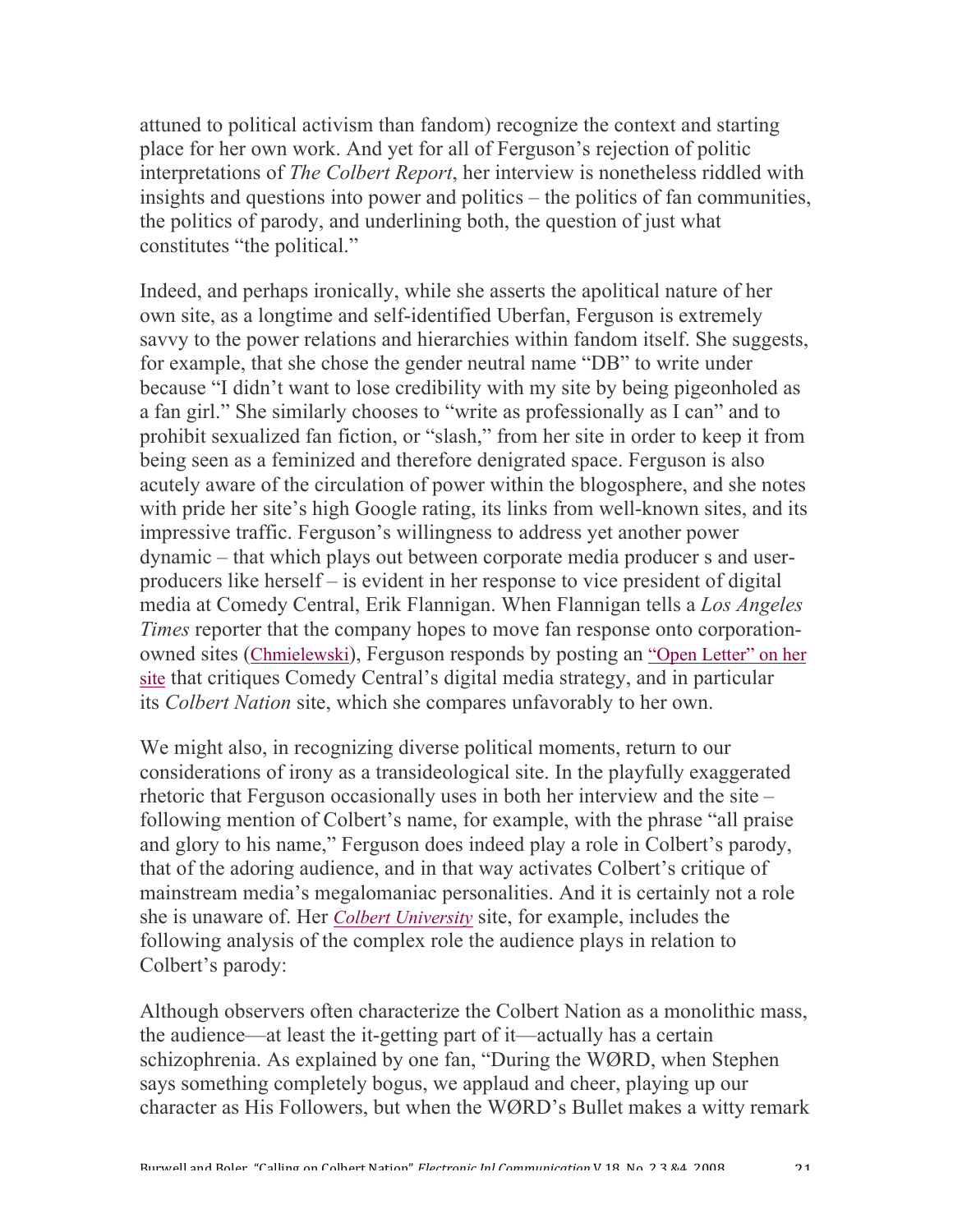attuned to political activism than fandom) recognize the context and starting place for her own work. And yet for all of Ferguson's rejection of politic interpretations of *The Colbert Report*, her interview is nonetheless riddled with insights and questions into power and politics – the politics of fan communities, the politics of parody, and underlining both, the question of just what constitutes "the political."

Indeed, and perhaps ironically, while she asserts the apolitical nature of her own site, as a longtime and self-identified Uberfan, Ferguson is extremely savvy to the power relations and hierarchies within fandom itself. She suggests, for example, that she chose the gender neutral name "DB" to write under because "I didn't want to lose credibility with my site by being pigeonholed as a fan girl." She similarly chooses to "write as professionally as I can" and to prohibit sexualized fan fiction, or "slash," from her site in order to keep it from being seen as a feminized and therefore denigrated space. Ferguson is also acutely aware of the circulation of power within the blogosphere, and she notes with pride her site's high Google rating, its links from well-known sites, and its impressive traffic. Ferguson's willingness to address yet another power dynamic – that which plays out between corporate media producer s and user-producers like herself – is evident in her response to vice president of digital media at Comedy Central, Erik Flannigan. When Flannigan tells a *Los Angeles Times* reporter that the company hopes to move fan response onto corporation-owned sites (Chmielewski), Ferguson responds by posting an "Open Letter" on her site that critiques Comedy Central's digital media strategy, and in particular its *Colbert Nation* site, which she compares unfavorably to her own.

We might also, in recognizing diverse political moments, return to our considerations of irony as a transideological site. In the playfully exaggerated rhetoric that Ferguson occasionally uses in both her interview and the site – following mention of Colbert's name, for example, with the phrase "all praise and glory to his name," Ferguson does indeed play a role in Colbert's parody, that of the adoring audience, and in that way activates Colbert's critique of mainstream media's megalomaniac personalities. And it is certainly not a role she is unaware of. Her *Colbert University* site, for example, includes the following analysis of the complex role the audience plays in relation to Colbert's parody:

Although observers often characterize the Colbert Nation as a monolithic mass, the audience—at least the it-getting part of it—actually has a certain schizophrenia. As explained by one fan, "During the WØRD, when Stephen says something completely bogus, we applaud and cheer, playing up our character as His Followers, but when the WØRD's Bullet makes a witty remark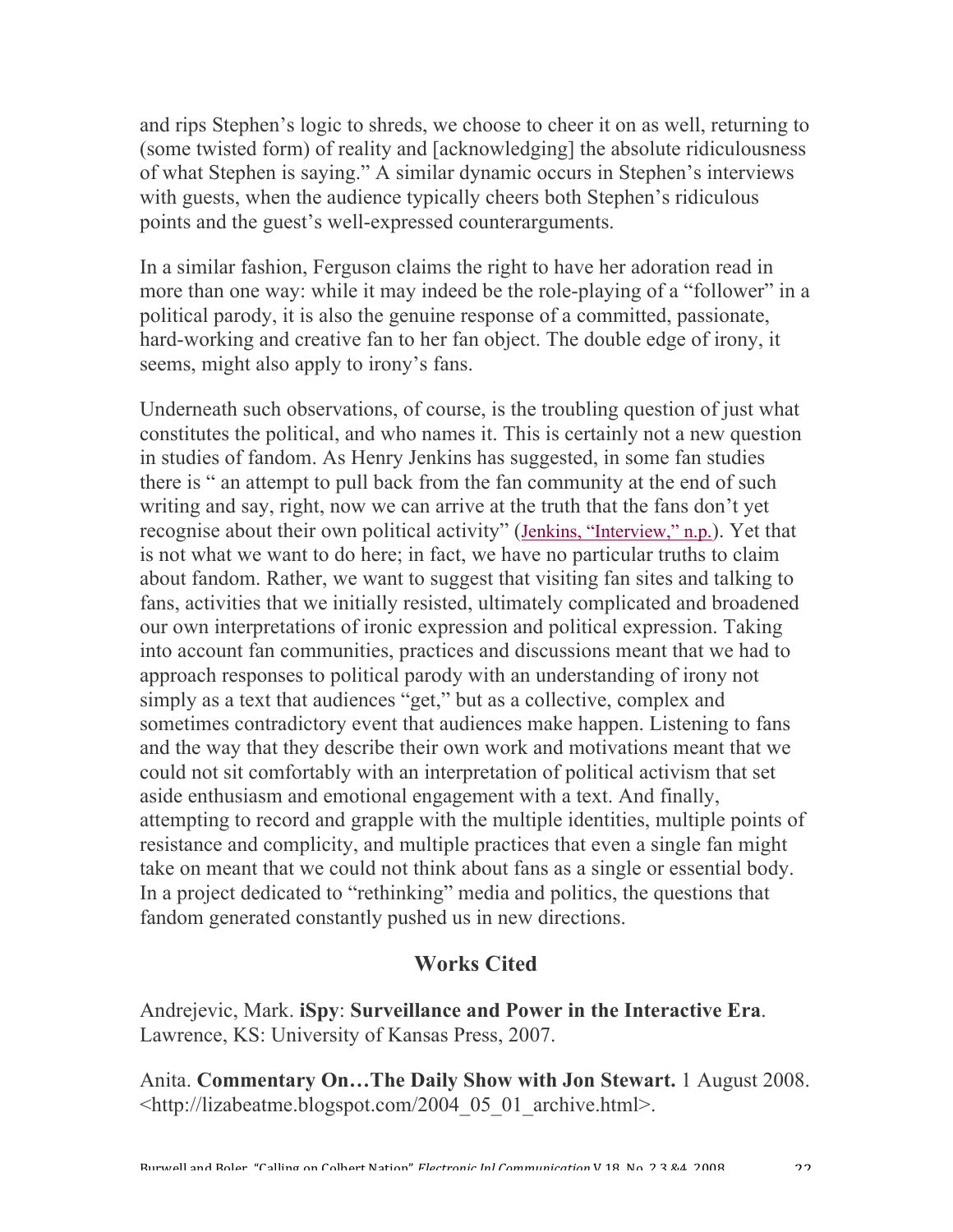and rips Stephen's logic to shreds, we choose to cheer it on as well, returning to (some twisted form) of reality and [acknowledging] the absolute ridiculousness of what Stephen is saying." A similar dynamic occurs in Stephen's interviews with guests, when the audience typically cheers both Stephen's ridiculous points and the guest's well-expressed counterarguments.

In a similar fashion, Ferguson claims the right to have her adoration read in more than one way: while it may indeed be the role-playing of a "follower" in a political parody, it is also the genuine response of a committed, passionate, hard-working and creative fan to her fan object. The double edge of irony, it seems, might also apply to irony's fans.

Underneath such observations, of course, is the troubling question of just what constitutes the political, and who names it. This is certainly not a new question in studies of fandom. As Henry Jenkins has suggested, in some fan studies there is " an attempt to pull back from the fan community at the end of such writing and say, right, now we can arrive at the truth that the fans don't yet recognise about their own political activity" (Jenkins, "Interview," n.p.). Yet that is not what we want to do here; in fact, we have no particular truths to claim about fandom. Rather, we want to suggest that visiting fan sites and talking to fans, activities that we initially resisted, ultimately complicated and broadened our own interpretations of ironic expression and political expression. Taking into account fan communities, practices and discussions meant that we had to approach responses to political parody with an understanding of irony not simply as a text that audiences "get," but as a collective, complex and sometimes contradictory event that audiences make happen. Listening to fans and the way that they describe their own work and motivations meant that we could not sit comfortably with an interpretation of political activism that set aside enthusiasm and emotional engagement with a text. And finally, attempting to record and grapple with the multiple identities, multiple points of resistance and complicity, and multiple practices that even a single fan might take on meant that we could not think about fans as a single or essential body. In a project dedicated to "rethinking" media and politics, the questions that fandom generated constantly pushed us in new directions.

## Works Cited

Andrejevic, Mark. **iSpy**: **Surveillance and Power in the Interactive Era**. Lawrence, KS: University of Kansas Press, 2007.

Anita. **Commentary On…The Daily Show with Jon Stewart.** 1 August 2008. <http://lizabeatme.blogspot.com/2004_05_01_archive.html>.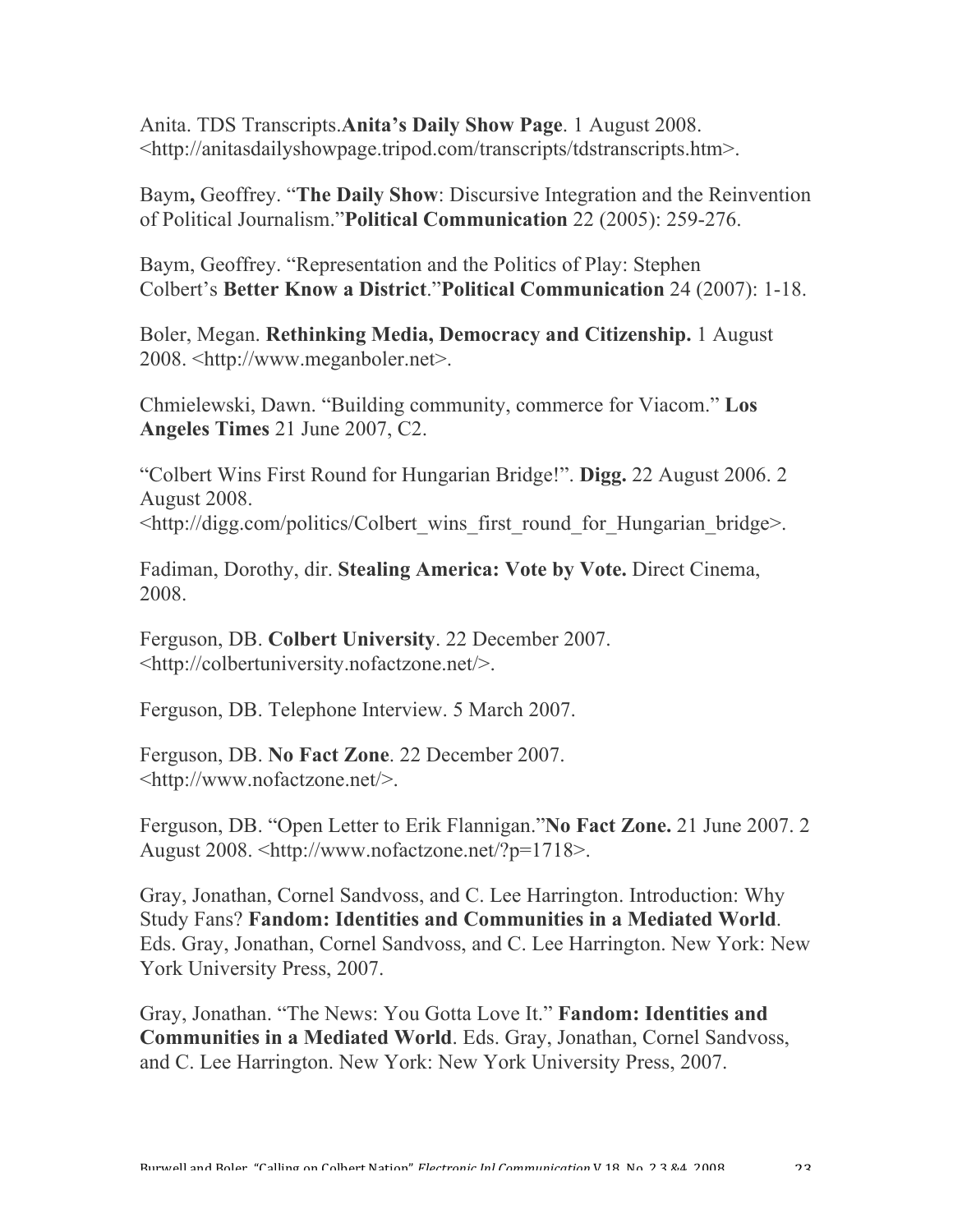Anita. TDS Transcripts.**Anita's Daily Show Page**. 1 August 2008. <http://anitasdailyshowpage.tripod.com/transcripts/tdstranscripts.htm>.

Baym**,** Geoffrey. "**The Daily Show**: Discursive Integration and the Reinvention of Political Journalism."**Political Communication** 22 (2005): 259-276.

Baym, Geoffrey. "Representation and the Politics of Play: Stephen Colbert's **Better Know a District**."**Political Communication** 24 (2007): 1-18.

Boler, Megan. **Rethinking Media, Democracy and Citizenship.** 1 August 2008. <http://www.meganboler.net>.

Chmielewski, Dawn. "Building community, commerce for Viacom." **Los Angeles Times** 21 June 2007, C2.

"Colbert Wins First Round for Hungarian Bridge!". **Digg.** 22 August 2006. 2 August 2008. <http://digg.com/politics/Colbert_wins_first_round_for_Hungarian_bridge>.

Fadiman, Dorothy, dir. **Stealing America: Vote by Vote.** Direct Cinema, 2008.

Ferguson, DB. **Colbert University**. 22 December 2007. <http://colbertuniversity.nofactzone.net/>.

Ferguson, DB. Telephone Interview. 5 March 2007.

Ferguson, DB. **No Fact Zone**. 22 December 2007. <http://www.nofactzone.net/>.

Ferguson, DB. "Open Letter to Erik Flannigan."**No Fact Zone.** 21 June 2007. 2 August 2008. <http://www.nofactzone.net/?p=1718>.

Gray, Jonathan, Cornel Sandvoss, and C. Lee Harrington. Introduction: Why Study Fans? **Fandom: Identities and Communities in a Mediated World**. Eds. Gray, Jonathan, Cornel Sandvoss, and C. Lee Harrington. New York: New York University Press, 2007.

Gray, Jonathan. "The News: You Gotta Love It." **Fandom: Identities and Communities in a Mediated World**. Eds. Gray, Jonathan, Cornel Sandvoss, and C. Lee Harrington. New York: New York University Press, 2007.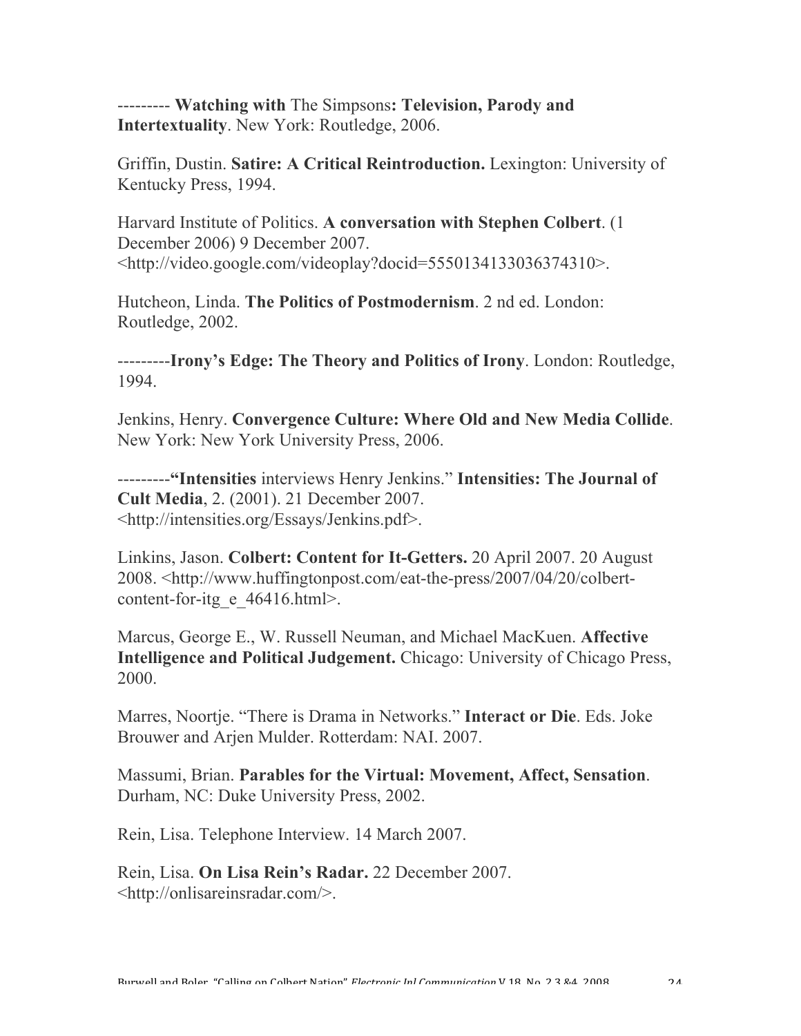--------- **Watching with** The Simpsons**: Television, Parody and Intertextuality**. New York: Routledge, 2006.

Griffin, Dustin. **Satire: A Critical Reintroduction.** Lexington: University of Kentucky Press, 1994.

Harvard Institute of Politics. **A conversation with Stephen Colbert**. (1 December 2006) 9 December 2007. <http://video.google.com/videoplay?docid=5550134133036374310>.

Hutcheon, Linda. **The Politics of Postmodernism**. 2 nd ed. London: Routledge, 2002.

---------**Irony's Edge: The Theory and Politics of Irony**. London: Routledge, 1994.

Jenkins, Henry. **Convergence Culture: Where Old and New Media Collide**. New York: New York University Press, 2006.

---------**"Intensities** interviews Henry Jenkins." **Intensities: The Journal of Cult Media**, 2. (2001). 21 December 2007. <http://intensities.org/Essays/Jenkins.pdf>.

Linkins, Jason. **Colbert: Content for It-Getters.** 20 April 2007. 20 August 2008. <http://www.huffingtonpost.com/eat-the-press/2007/04/20/colbert-content-for-itg_e_46416.html>.

Marcus, George E., W. Russell Neuman, and Michael MacKuen. **Affective Intelligence and Political Judgement.** Chicago: University of Chicago Press, 2000.

Marres, Noortje. "There is Drama in Networks." **Interact or Die**. Eds. Joke Brouwer and Arjen Mulder. Rotterdam: NAI. 2007.

Massumi, Brian. **Parables for the Virtual: Movement, Affect, Sensation**. Durham, NC: Duke University Press, 2002.

Rein, Lisa. Telephone Interview. 14 March 2007.

Rein, Lisa. **On Lisa Rein's Radar.** 22 December 2007. <http://onlisareinsradar.com/>.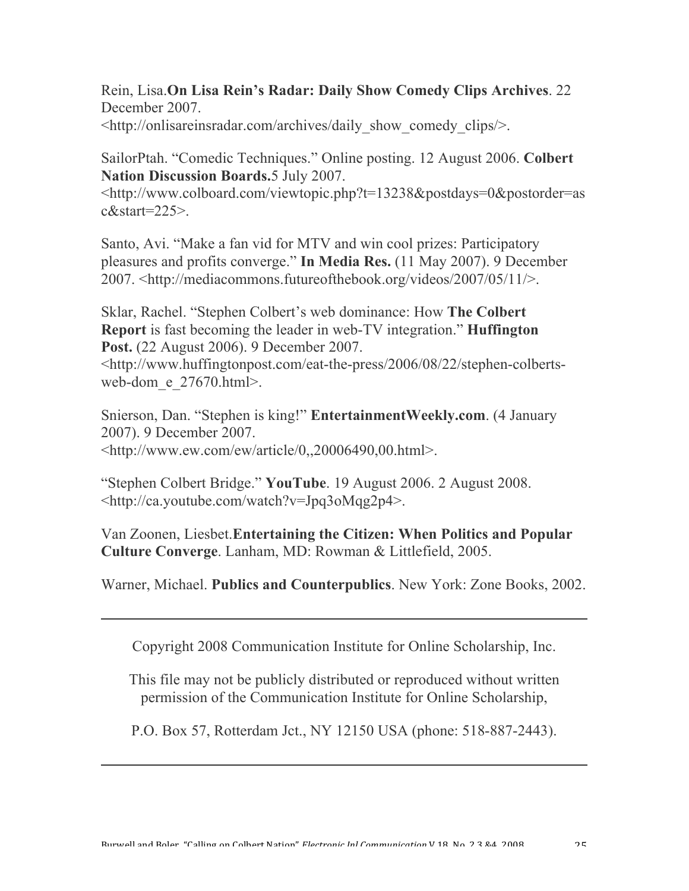Rein, Lisa.**On Lisa Rein's Radar: Daily Show Comedy Clips Archives**. 22 December 2007. <http://onlisareinsradar.com/archives/daily_show_comedy_clips/>.

SailorPtah. "Comedic Techniques." Online posting. 12 August 2006. **Colbert Nation Discussion Boards.**5 July 2007. <http://www.colboard.com/viewtopic.php?t=13238&postdays=0&postorder=asc&start=225>.

Santo, Avi. "Make a fan vid for MTV and win cool prizes: Participatory pleasures and profits converge." **In Media Res.** (11 May 2007). 9 December 2007. <http://mediacommons.futureofthebook.org/videos/2007/05/11/>.

Sklar, Rachel. "Stephen Colbert's web dominance: How **The Colbert Report** is fast becoming the leader in web-TV integration." **Huffington Post.** (22 August 2006). 9 December 2007. <http://www.huffingtonpost.com/eat-the-press/2006/08/22/stephen-colberts-web-dom_e_27670.html>.

Snierson, Dan. "Stephen is king!" **EntertainmentWeekly.com**. (4 January 2007). 9 December 2007. <http://www.ew.com/ew/article/0,,20006490,00.html>.

"Stephen Colbert Bridge." **YouTube**. 19 August 2006. 2 August 2008. <http://ca.youtube.com/watch?v=Jpq3oMqg2p4>.

Van Zoonen, Liesbet.**Entertaining the Citizen: When Politics and Popular Culture Converge**. Lanham, MD: Rowman & Littlefield, 2005.

Warner, Michael. **Publics and Counterpublics**. New York: Zone Books, 2002.

---

Copyright 2008 Communication Institute for Online Scholarship, Inc.

This file may not be publicly distributed or reproduced without written permission of the Communication Institute for Online Scholarship,

P.O. Box 57, Rotterdam Jct., NY 12150 USA (phone: 518-887-2443).

---